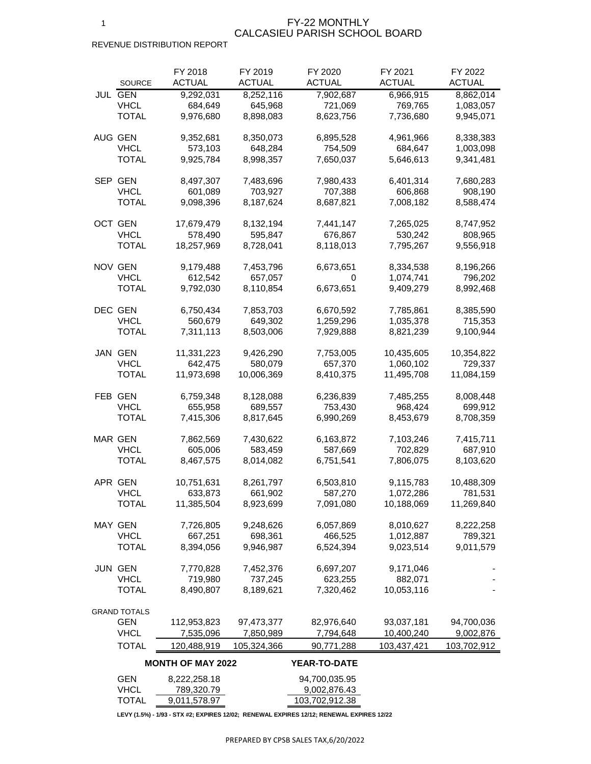# FY-22 MONTHLY
# CALCASIEU PARISH SCHOOL BOARD

REVENUE DISTRIBUTION REPORT

| | SOURCE | FY 2018 ACTUAL | FY 2019 ACTUAL | FY 2020 ACTUAL | FY 2021 ACTUAL | FY 2022 ACTUAL |
|---|---|---|---|---|---|---|
| JUL | GEN | 9,292,031 | 8,252,116 | 7,902,687 | 6,966,915 | 8,862,014 |
| | VHCL | 684,649 | 645,968 | 721,069 | 769,765 | 1,083,057 |
| | TOTAL | 9,976,680 | 8,898,083 | 8,623,756 | 7,736,680 | 9,945,071 |
| AUG | GEN | 9,352,681 | 8,350,073 | 6,895,528 | 4,961,966 | 8,338,383 |
| | VHCL | 573,103 | 648,284 | 754,509 | 684,647 | 1,003,098 |
| | TOTAL | 9,925,784 | 8,998,357 | 7,650,037 | 5,646,613 | 9,341,481 |
| SEP | GEN | 8,497,307 | 7,483,696 | 7,980,433 | 6,401,314 | 7,680,283 |
| | VHCL | 601,089 | 703,927 | 707,388 | 606,868 | 908,190 |
| | TOTAL | 9,098,396 | 8,187,624 | 8,687,821 | 7,008,182 | 8,588,474 |
| OCT | GEN | 17,679,479 | 8,132,194 | 7,441,147 | 7,265,025 | 8,747,952 |
| | VHCL | 578,490 | 595,847 | 676,867 | 530,242 | 808,965 |
| | TOTAL | 18,257,969 | 8,728,041 | 8,118,013 | 7,795,267 | 9,556,918 |
| NOV | GEN | 9,179,488 | 7,453,796 | 6,673,651 | 8,334,538 | 8,196,266 |
| | VHCL | 612,542 | 657,057 | 0 | 1,074,741 | 796,202 |
| | TOTAL | 9,792,030 | 8,110,854 | 6,673,651 | 9,409,279 | 8,992,468 |
| DEC | GEN | 6,750,434 | 7,853,703 | 6,670,592 | 7,785,861 | 8,385,590 |
| | VHCL | 560,679 | 649,302 | 1,259,296 | 1,035,378 | 715,353 |
| | TOTAL | 7,311,113 | 8,503,006 | 7,929,888 | 8,821,239 | 9,100,944 |
| JAN | GEN | 11,331,223 | 9,426,290 | 7,753,005 | 10,435,605 | 10,354,822 |
| | VHCL | 642,475 | 580,079 | 657,370 | 1,060,102 | 729,337 |
| | TOTAL | 11,973,698 | 10,006,369 | 8,410,375 | 11,495,708 | 11,084,159 |
| FEB | GEN | 6,759,348 | 8,128,088 | 6,236,839 | 7,485,255 | 8,008,448 |
| | VHCL | 655,958 | 689,557 | 753,430 | 968,424 | 699,912 |
| | TOTAL | 7,415,306 | 8,817,645 | 6,990,269 | 8,453,679 | 8,708,359 |
| MAR | GEN | 7,862,569 | 7,430,622 | 6,163,872 | 7,103,246 | 7,415,711 |
| | VHCL | 605,006 | 583,459 | 587,669 | 702,829 | 687,910 |
| | TOTAL | 8,467,575 | 8,014,082 | 6,751,541 | 7,806,075 | 8,103,620 |
| APR | GEN | 10,751,631 | 8,261,797 | 6,503,810 | 9,115,783 | 10,488,309 |
| | VHCL | 633,873 | 661,902 | 587,270 | 1,072,286 | 781,531 |
| | TOTAL | 11,385,504 | 8,923,699 | 7,091,080 | 10,188,069 | 11,269,840 |
| MAY | GEN | 7,726,805 | 9,248,626 | 6,057,869 | 8,010,627 | 8,222,258 |
| | VHCL | 667,251 | 698,361 | 466,525 | 1,012,887 | 789,321 |
| | TOTAL | 8,394,056 | 9,946,987 | 6,524,394 | 9,023,514 | 9,011,579 |
| JUN | GEN | 7,770,828 | 7,452,376 | 6,697,207 | 9,171,046 | - |
| | VHCL | 719,980 | 737,245 | 623,255 | 882,071 | - |
| | TOTAL | 8,490,807 | 8,189,621 | 7,320,462 | 10,053,116 | - |
| GRAND TOTALS | | | | | | |
| | GEN | 112,953,823 | 97,473,377 | 82,976,640 | 93,037,181 | 94,700,036 |
| | VHCL | 7,535,096 | 7,850,989 | 7,794,648 | 10,400,240 | 9,002,876 |
| | TOTAL | 120,488,919 | 105,324,366 | 90,771,288 | 103,437,421 | 103,702,912 |

| | MONTH OF MAY 2022 | YEAR-TO-DATE |
|---|---|---|
| GEN | 8,222,258.18 | 94,700,035.95 |
| VHCL | 789,320.79 | 9,002,876.43 |
| TOTAL | 9,011,578.97 | 103,702,912.38 |

**LEVY (1.5%) - 1/93 - STX #2; EXPIRES 12/02; RENEWAL EXPIRES 12/12; RENEWAL EXPIRES 12/22**

PREPARED BY CPSB SALES TAX,6/20/2022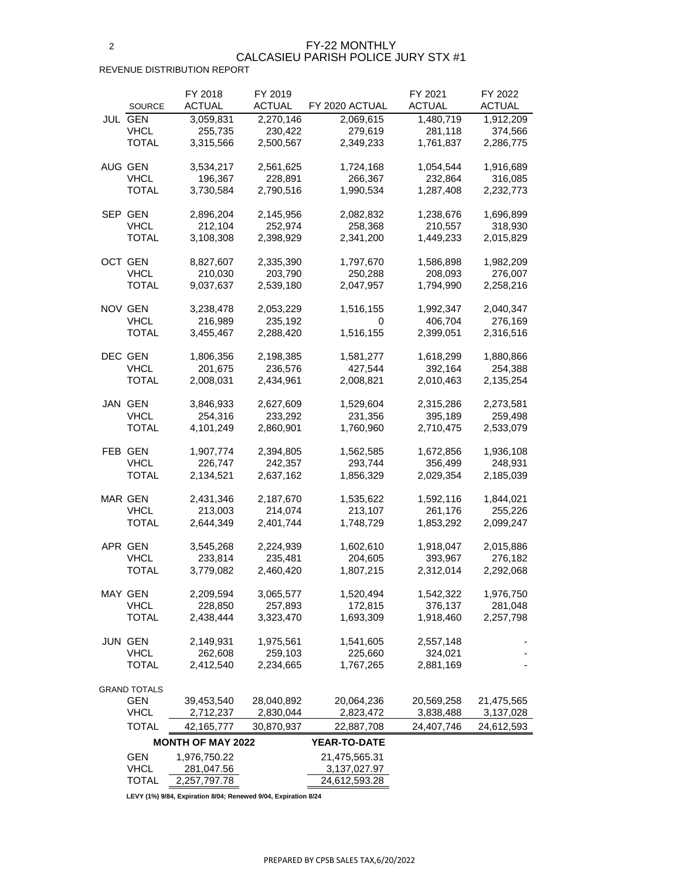# FY-22 MONTHLY
# CALCASIEU PARISH POLICE JURY STX #1

REVENUE DISTRIBUTION REPORT

| | SOURCE | FY 2018 ACTUAL | FY 2019 ACTUAL | FY 2020 ACTUAL | FY 2021 ACTUAL | FY 2022 ACTUAL |
|---|---|---|---|---|---|---|
| JUL | GEN | 3,059,831 | 2,270,146 | 2,069,615 | 1,480,719 | 1,912,209 |
| | VHCL | 255,735 | 230,422 | 279,619 | 281,118 | 374,566 |
| | TOTAL | 3,315,566 | 2,500,567 | 2,349,233 | 1,761,837 | 2,286,775 |
| AUG | GEN | 3,534,217 | 2,561,625 | 1,724,168 | 1,054,544 | 1,916,689 |
| | VHCL | 196,367 | 228,891 | 266,367 | 232,864 | 316,085 |
| | TOTAL | 3,730,584 | 2,790,516 | 1,990,534 | 1,287,408 | 2,232,773 |
| SEP | GEN | 2,896,204 | 2,145,956 | 2,082,832 | 1,238,676 | 1,696,899 |
| | VHCL | 212,104 | 252,974 | 258,368 | 210,557 | 318,930 |
| | TOTAL | 3,108,308 | 2,398,929 | 2,341,200 | 1,449,233 | 2,015,829 |
| OCT | GEN | 8,827,607 | 2,335,390 | 1,797,670 | 1,586,898 | 1,982,209 |
| | VHCL | 210,030 | 203,790 | 250,288 | 208,093 | 276,007 |
| | TOTAL | 9,037,637 | 2,539,180 | 2,047,957 | 1,794,990 | 2,258,216 |
| NOV | GEN | 3,238,478 | 2,053,229 | 1,516,155 | 1,992,347 | 2,040,347 |
| | VHCL | 216,989 | 235,192 | 0 | 406,704 | 276,169 |
| | TOTAL | 3,455,467 | 2,288,420 | 1,516,155 | 2,399,051 | 2,316,516 |
| DEC | GEN | 1,806,356 | 2,198,385 | 1,581,277 | 1,618,299 | 1,880,866 |
| | VHCL | 201,675 | 236,576 | 427,544 | 392,164 | 254,388 |
| | TOTAL | 2,008,031 | 2,434,961 | 2,008,821 | 2,010,463 | 2,135,254 |
| JAN | GEN | 3,846,933 | 2,627,609 | 1,529,604 | 2,315,286 | 2,273,581 |
| | VHCL | 254,316 | 233,292 | 231,356 | 395,189 | 259,498 |
| | TOTAL | 4,101,249 | 2,860,901 | 1,760,960 | 2,710,475 | 2,533,079 |
| FEB | GEN | 1,907,774 | 2,394,805 | 1,562,585 | 1,672,856 | 1,936,108 |
| | VHCL | 226,747 | 242,357 | 293,744 | 356,499 | 248,931 |
| | TOTAL | 2,134,521 | 2,637,162 | 1,856,329 | 2,029,354 | 2,185,039 |
| MAR | GEN | 2,431,346 | 2,187,670 | 1,535,622 | 1,592,116 | 1,844,021 |
| | VHCL | 213,003 | 214,074 | 213,107 | 261,176 | 255,226 |
| | TOTAL | 2,644,349 | 2,401,744 | 1,748,729 | 1,853,292 | 2,099,247 |
| APR | GEN | 3,545,268 | 2,224,939 | 1,602,610 | 1,918,047 | 2,015,886 |
| | VHCL | 233,814 | 235,481 | 204,605 | 393,967 | 276,182 |
| | TOTAL | 3,779,082 | 2,460,420 | 1,807,215 | 2,312,014 | 2,292,068 |
| MAY | GEN | 2,209,594 | 3,065,577 | 1,520,494 | 1,542,322 | 1,976,750 |
| | VHCL | 228,850 | 257,893 | 172,815 | 376,137 | 281,048 |
| | TOTAL | 2,438,444 | 3,323,470 | 1,693,309 | 1,918,460 | 2,257,798 |
| JUN | GEN | 2,149,931 | 1,975,561 | 1,541,605 | 2,557,148 | - |
| | VHCL | 262,608 | 259,103 | 225,660 | 324,021 | - |
| | TOTAL | 2,412,540 | 2,234,665 | 1,767,265 | 2,881,169 | - |
| GRAND TOTALS | | | | | | |
| | GEN | 39,453,540 | 28,040,892 | 20,064,236 | 20,569,258 | 21,475,565 |
| | VHCL | 2,712,237 | 2,830,044 | 2,823,472 | 3,838,488 | 3,137,028 |
| | TOTAL | 42,165,777 | 30,870,937 | 22,887,708 | 24,407,746 | 24,612,593 |

| | MONTH OF MAY 2022 | YEAR-TO-DATE |
|---|---|---|
| GEN | 1,976,750.22 | 21,475,565.31 |
| VHCL | 281,047.56 | 3,137,027.97 |
| TOTAL | 2,257,797.78 | 24,612,593.28 |

**LEVY (1%) 9/84, Expiration 8/04; Renewed 9/04, Expiration 8/24**

PREPARED BY CPSB SALES TAX,6/20/2022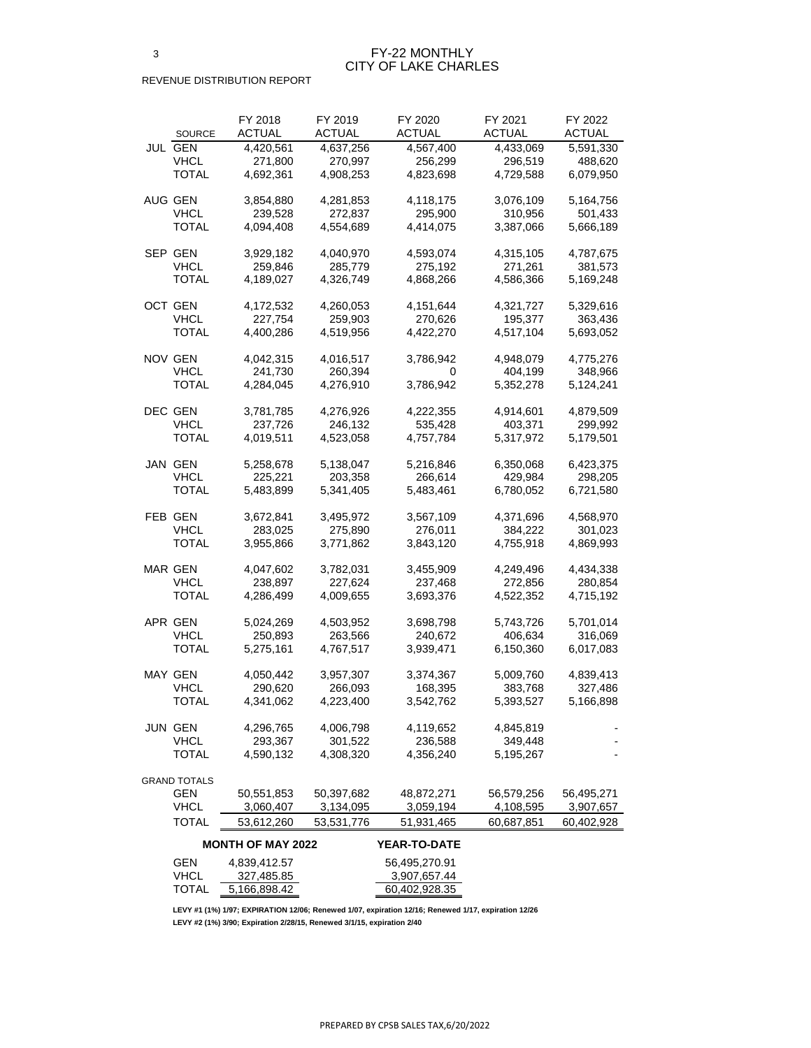# FY-22 MONTHLY
# CITY OF LAKE CHARLES

REVENUE DISTRIBUTION REPORT

| | SOURCE | FY 2018 ACTUAL | FY 2019 ACTUAL | FY 2020 ACTUAL | FY 2021 ACTUAL | FY 2022 ACTUAL |
|---|---|---|---|---|---|---|
| JUL | GEN | 4,420,561 | 4,637,256 | 4,567,400 | 4,433,069 | 5,591,330 |
| | VHCL | 271,800 | 270,997 | 256,299 | 296,519 | 488,620 |
| | TOTAL | 4,692,361 | 4,908,253 | 4,823,698 | 4,729,588 | 6,079,950 |
| AUG | GEN | 3,854,880 | 4,281,853 | 4,118,175 | 3,076,109 | 5,164,756 |
| | VHCL | 239,528 | 272,837 | 295,900 | 310,956 | 501,433 |
| | TOTAL | 4,094,408 | 4,554,689 | 4,414,075 | 3,387,066 | 5,666,189 |
| SEP | GEN | 3,929,182 | 4,040,970 | 4,593,074 | 4,315,105 | 4,787,675 |
| | VHCL | 259,846 | 285,779 | 275,192 | 271,261 | 381,573 |
| | TOTAL | 4,189,027 | 4,326,749 | 4,868,266 | 4,586,366 | 5,169,248 |
| OCT | GEN | 4,172,532 | 4,260,053 | 4,151,644 | 4,321,727 | 5,329,616 |
| | VHCL | 227,754 | 259,903 | 270,626 | 195,377 | 363,436 |
| | TOTAL | 4,400,286 | 4,519,956 | 4,422,270 | 4,517,104 | 5,693,052 |
| NOV | GEN | 4,042,315 | 4,016,517 | 3,786,942 | 4,948,079 | 4,775,276 |
| | VHCL | 241,730 | 260,394 | 0 | 404,199 | 348,966 |
| | TOTAL | 4,284,045 | 4,276,910 | 3,786,942 | 5,352,278 | 5,124,241 |
| DEC | GEN | 3,781,785 | 4,276,926 | 4,222,355 | 4,914,601 | 4,879,509 |
| | VHCL | 237,726 | 246,132 | 535,428 | 403,371 | 299,992 |
| | TOTAL | 4,019,511 | 4,523,058 | 4,757,784 | 5,317,972 | 5,179,501 |
| JAN | GEN | 5,258,678 | 5,138,047 | 5,216,846 | 6,350,068 | 6,423,375 |
| | VHCL | 225,221 | 203,358 | 266,614 | 429,984 | 298,205 |
| | TOTAL | 5,483,899 | 5,341,405 | 5,483,461 | 6,780,052 | 6,721,580 |
| FEB | GEN | 3,672,841 | 3,495,972 | 3,567,109 | 4,371,696 | 4,568,970 |
| | VHCL | 283,025 | 275,890 | 276,011 | 384,222 | 301,023 |
| | TOTAL | 3,955,866 | 3,771,862 | 3,843,120 | 4,755,918 | 4,869,993 |
| MAR | GEN | 4,047,602 | 3,782,031 | 3,455,909 | 4,249,496 | 4,434,338 |
| | VHCL | 238,897 | 227,624 | 237,468 | 272,856 | 280,854 |
| | TOTAL | 4,286,499 | 4,009,655 | 3,693,376 | 4,522,352 | 4,715,192 |
| APR | GEN | 5,024,269 | 4,503,952 | 3,698,798 | 5,743,726 | 5,701,014 |
| | VHCL | 250,893 | 263,566 | 240,672 | 406,634 | 316,069 |
| | TOTAL | 5,275,161 | 4,767,517 | 3,939,471 | 6,150,360 | 6,017,083 |
| MAY | GEN | 4,050,442 | 3,957,307 | 3,374,367 | 5,009,760 | 4,839,413 |
| | VHCL | 290,620 | 266,093 | 168,395 | 383,768 | 327,486 |
| | TOTAL | 4,341,062 | 4,223,400 | 3,542,762 | 5,393,527 | 5,166,898 |
| JUN | GEN | 4,296,765 | 4,006,798 | 4,119,652 | 4,845,819 | - |
| | VHCL | 293,367 | 301,522 | 236,588 | 349,448 | - |
| | TOTAL | 4,590,132 | 4,308,320 | 4,356,240 | 5,195,267 | - |
| GRAND TOTALS | | | | | | |
| | GEN | 50,551,853 | 50,397,682 | 48,872,271 | 56,579,256 | 56,495,271 |
| | VHCL | 3,060,407 | 3,134,095 | 3,059,194 | 4,108,595 | 3,907,657 |
| | TOTAL | 53,612,260 | 53,531,776 | 51,931,465 | 60,687,851 | 60,402,928 |

| | MONTH OF MAY 2022 | YEAR-TO-DATE |
|---|---|---|
| GEN | 4,839,412.57 | 56,495,270.91 |
| VHCL | 327,485.85 | 3,907,657.44 |
| TOTAL | 5,166,898.42 | 60,402,928.35 |

**LEVY #1 (1%) 1/97; EXPIRATION 12/06; Renewed 1/07, expiration 12/16; Renewed 1/17, expiration 12/26**

**LEVY #2 (1%) 3/90; Expiration 2/28/15, Renewed 3/1/15, expiration 2/40**

PREPARED BY CPSB SALES TAX,6/20/2022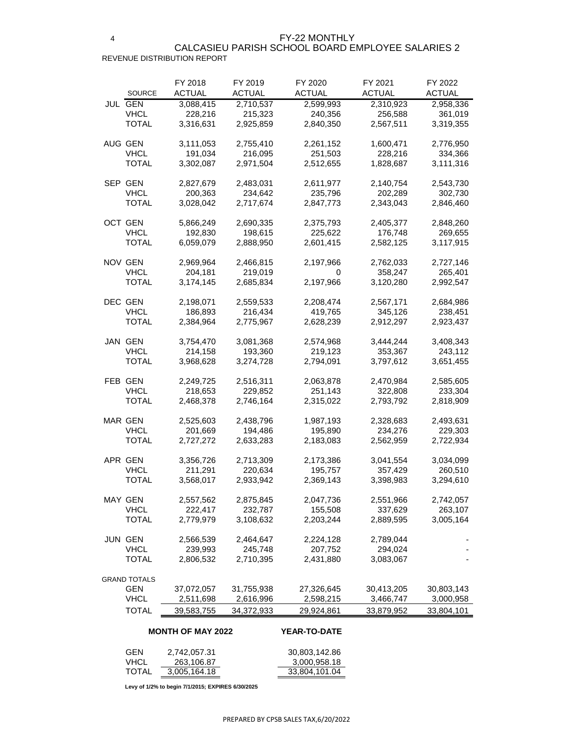# FY-22 MONTHLY
## CALCASIEU PARISH SCHOOL BOARD EMPLOYEE SALARIES 2

REVENUE DISTRIBUTION REPORT

| | SOURCE | FY 2018 ACTUAL | FY 2019 ACTUAL | FY 2020 ACTUAL | FY 2021 ACTUAL | FY 2022 ACTUAL |
|---|---|---|---|---|---|---|
| JUL | GEN | 3,088,415 | 2,710,537 | 2,599,993 | 2,310,923 | 2,958,336 |
| | VHCL | 228,216 | 215,323 | 240,356 | 256,588 | 361,019 |
| | TOTAL | 3,316,631 | 2,925,859 | 2,840,350 | 2,567,511 | 3,319,355 |
| AUG | GEN | 3,111,053 | 2,755,410 | 2,261,152 | 1,600,471 | 2,776,950 |
| | VHCL | 191,034 | 216,095 | 251,503 | 228,216 | 334,366 |
| | TOTAL | 3,302,087 | 2,971,504 | 2,512,655 | 1,828,687 | 3,111,316 |
| SEP | GEN | 2,827,679 | 2,483,031 | 2,611,977 | 2,140,754 | 2,543,730 |
| | VHCL | 200,363 | 234,642 | 235,796 | 202,289 | 302,730 |
| | TOTAL | 3,028,042 | 2,717,674 | 2,847,773 | 2,343,043 | 2,846,460 |
| OCT | GEN | 5,866,249 | 2,690,335 | 2,375,793 | 2,405,377 | 2,848,260 |
| | VHCL | 192,830 | 198,615 | 225,622 | 176,748 | 269,655 |
| | TOTAL | 6,059,079 | 2,888,950 | 2,601,415 | 2,582,125 | 3,117,915 |
| NOV | GEN | 2,969,964 | 2,466,815 | 2,197,966 | 2,762,033 | 2,727,146 |
| | VHCL | 204,181 | 219,019 | 0 | 358,247 | 265,401 |
| | TOTAL | 3,174,145 | 2,685,834 | 2,197,966 | 3,120,280 | 2,992,547 |
| DEC | GEN | 2,198,071 | 2,559,533 | 2,208,474 | 2,567,171 | 2,684,986 |
| | VHCL | 186,893 | 216,434 | 419,765 | 345,126 | 238,451 |
| | TOTAL | 2,384,964 | 2,775,967 | 2,628,239 | 2,912,297 | 2,923,437 |
| JAN | GEN | 3,754,470 | 3,081,368 | 2,574,968 | 3,444,244 | 3,408,343 |
| | VHCL | 214,158 | 193,360 | 219,123 | 353,367 | 243,112 |
| | TOTAL | 3,968,628 | 3,274,728 | 2,794,091 | 3,797,612 | 3,651,455 |
| FEB | GEN | 2,249,725 | 2,516,311 | 2,063,878 | 2,470,984 | 2,585,605 |
| | VHCL | 218,653 | 229,852 | 251,143 | 322,808 | 233,304 |
| | TOTAL | 2,468,378 | 2,746,164 | 2,315,022 | 2,793,792 | 2,818,909 |
| MAR | GEN | 2,525,603 | 2,438,796 | 1,987,193 | 2,328,683 | 2,493,631 |
| | VHCL | 201,669 | 194,486 | 195,890 | 234,276 | 229,303 |
| | TOTAL | 2,727,272 | 2,633,283 | 2,183,083 | 2,562,959 | 2,722,934 |
| APR | GEN | 3,356,726 | 2,713,309 | 2,173,386 | 3,041,554 | 3,034,099 |
| | VHCL | 211,291 | 220,634 | 195,757 | 357,429 | 260,510 |
| | TOTAL | 3,568,017 | 2,933,942 | 2,369,143 | 3,398,983 | 3,294,610 |
| MAY | GEN | 2,557,562 | 2,875,845 | 2,047,736 | 2,551,966 | 2,742,057 |
| | VHCL | 222,417 | 232,787 | 155,508 | 337,629 | 263,107 |
| | TOTAL | 2,779,979 | 3,108,632 | 2,203,244 | 2,889,595 | 3,005,164 |
| JUN | GEN | 2,566,539 | 2,464,647 | 2,224,128 | 2,789,044 | - |
| | VHCL | 239,993 | 245,748 | 207,752 | 294,024 | - |
| | TOTAL | 2,806,532 | 2,710,395 | 2,431,880 | 3,083,067 | - |
| GRAND TOTALS | | | | | | |
| | GEN | 37,072,057 | 31,755,938 | 27,326,645 | 30,413,205 | 30,803,143 |
| | VHCL | 2,511,698 | 2,616,996 | 2,598,215 | 3,466,747 | 3,000,958 |
| | TOTAL | 39,583,755 | 34,372,933 | 29,924,861 | 33,879,952 | 33,804,101 |

| | MONTH OF MAY 2022 | YEAR-TO-DATE |
|---|---|---|
| GEN | 2,742,057.31 | 30,803,142.86 |
| VHCL | 263,106.87 | 3,000,958.18 |
| TOTAL | 3,005,164.18 | 33,804,101.04 |

**Levy of 1/2% to begin 7/1/2015; EXPIRES 6/30/2025**

PREPARED BY CPSB SALES TAX,6/20/2022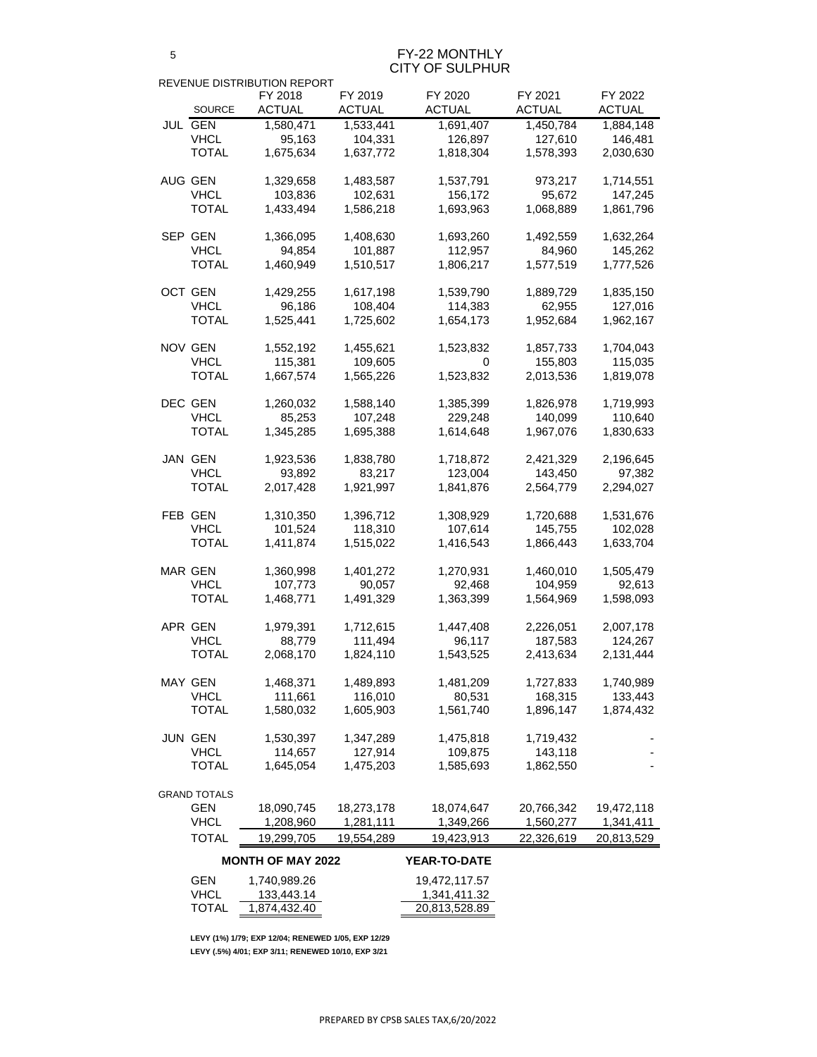# FY-22 MONTHLY
# CITY OF SULPHUR

REVENUE DISTRIBUTION REPORT

| | SOURCE | FY 2018 ACTUAL | FY 2019 ACTUAL | FY 2020 ACTUAL | FY 2021 ACTUAL | FY 2022 ACTUAL |
|---|---|---|---|---|---|---|
| JUL | GEN | 1,580,471 | 1,533,441 | 1,691,407 | 1,450,784 | 1,884,148 |
| | VHCL | 95,163 | 104,331 | 126,897 | 127,610 | 146,481 |
| | TOTAL | 1,675,634 | 1,637,772 | 1,818,304 | 1,578,393 | 2,030,630 |
| AUG | GEN | 1,329,658 | 1,483,587 | 1,537,791 | 973,217 | 1,714,551 |
| | VHCL | 103,836 | 102,631 | 156,172 | 95,672 | 147,245 |
| | TOTAL | 1,433,494 | 1,586,218 | 1,693,963 | 1,068,889 | 1,861,796 |
| SEP | GEN | 1,366,095 | 1,408,630 | 1,693,260 | 1,492,559 | 1,632,264 |
| | VHCL | 94,854 | 101,887 | 112,957 | 84,960 | 145,262 |
| | TOTAL | 1,460,949 | 1,510,517 | 1,806,217 | 1,577,519 | 1,777,526 |
| OCT | GEN | 1,429,255 | 1,617,198 | 1,539,790 | 1,889,729 | 1,835,150 |
| | VHCL | 96,186 | 108,404 | 114,383 | 62,955 | 127,016 |
| | TOTAL | 1,525,441 | 1,725,602 | 1,654,173 | 1,952,684 | 1,962,167 |
| NOV | GEN | 1,552,192 | 1,455,621 | 1,523,832 | 1,857,733 | 1,704,043 |
| | VHCL | 115,381 | 109,605 | 0 | 155,803 | 115,035 |
| | TOTAL | 1,667,574 | 1,565,226 | 1,523,832 | 2,013,536 | 1,819,078 |
| DEC | GEN | 1,260,032 | 1,588,140 | 1,385,399 | 1,826,978 | 1,719,993 |
| | VHCL | 85,253 | 107,248 | 229,248 | 140,099 | 110,640 |
| | TOTAL | 1,345,285 | 1,695,388 | 1,614,648 | 1,967,076 | 1,830,633 |
| JAN | GEN | 1,923,536 | 1,838,780 | 1,718,872 | 2,421,329 | 2,196,645 |
| | VHCL | 93,892 | 83,217 | 123,004 | 143,450 | 97,382 |
| | TOTAL | 2,017,428 | 1,921,997 | 1,841,876 | 2,564,779 | 2,294,027 |
| FEB | GEN | 1,310,350 | 1,396,712 | 1,308,929 | 1,720,688 | 1,531,676 |
| | VHCL | 101,524 | 118,310 | 107,614 | 145,755 | 102,028 |
| | TOTAL | 1,411,874 | 1,515,022 | 1,416,543 | 1,866,443 | 1,633,704 |
| MAR | GEN | 1,360,998 | 1,401,272 | 1,270,931 | 1,460,010 | 1,505,479 |
| | VHCL | 107,773 | 90,057 | 92,468 | 104,959 | 92,613 |
| | TOTAL | 1,468,771 | 1,491,329 | 1,363,399 | 1,564,969 | 1,598,093 |
| APR | GEN | 1,979,391 | 1,712,615 | 1,447,408 | 2,226,051 | 2,007,178 |
| | VHCL | 88,779 | 111,494 | 96,117 | 187,583 | 124,267 |
| | TOTAL | 2,068,170 | 1,824,110 | 1,543,525 | 2,413,634 | 2,131,444 |
| MAY | GEN | 1,468,371 | 1,489,893 | 1,481,209 | 1,727,833 | 1,740,989 |
| | VHCL | 111,661 | 116,010 | 80,531 | 168,315 | 133,443 |
| | TOTAL | 1,580,032 | 1,605,903 | 1,561,740 | 1,896,147 | 1,874,432 |
| JUN | GEN | 1,530,397 | 1,347,289 | 1,475,818 | 1,719,432 | - |
| | VHCL | 114,657 | 127,914 | 109,875 | 143,118 | - |
| | TOTAL | 1,645,054 | 1,475,203 | 1,585,693 | 1,862,550 | - |
| GRAND TOTALS | | | | | | |
| | GEN | 18,090,745 | 18,273,178 | 18,074,647 | 20,766,342 | 19,472,118 |
| | VHCL | 1,208,960 | 1,281,111 | 1,349,266 | 1,560,277 | 1,341,411 |
| | TOTAL | 19,299,705 | 19,554,289 | 19,423,913 | 22,326,619 | 20,813,529 |

| | MONTH OF MAY 2022 | YEAR-TO-DATE |
|---|---|---|
| GEN | 1,740,989.26 | 19,472,117.57 |
| VHCL | 133,443.14 | 1,341,411.32 |
| TOTAL | 1,874,432.40 | 20,813,528.89 |

**LEVY (1%) 1/79; EXP 12/04; RENEWED 1/05, EXP 12/29**

**LEVY (.5%) 4/01; EXP 3/11; RENEWED 10/10, EXP 3/21**

PREPARED BY CPSB SALES TAX,6/20/2022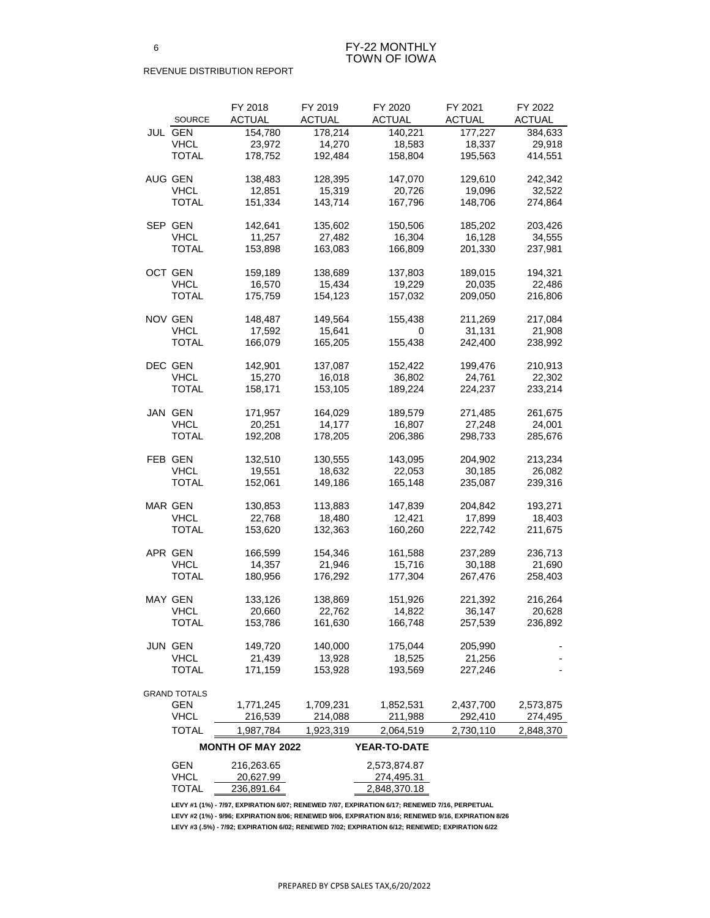# FY-22 MONTHLY
# TOWN OF IOWA

REVENUE DISTRIBUTION REPORT

| | SOURCE | FY 2018 ACTUAL | FY 2019 ACTUAL | FY 2020 ACTUAL | FY 2021 ACTUAL | FY 2022 ACTUAL |
|---|---|---|---|---|---|---|
| JUL | GEN | 154,780 | 178,214 | 140,221 | 177,227 | 384,633 |
| | VHCL | 23,972 | 14,270 | 18,583 | 18,337 | 29,918 |
| | TOTAL | 178,752 | 192,484 | 158,804 | 195,563 | 414,551 |
| AUG | GEN | 138,483 | 128,395 | 147,070 | 129,610 | 242,342 |
| | VHCL | 12,851 | 15,319 | 20,726 | 19,096 | 32,522 |
| | TOTAL | 151,334 | 143,714 | 167,796 | 148,706 | 274,864 |
| SEP | GEN | 142,641 | 135,602 | 150,506 | 185,202 | 203,426 |
| | VHCL | 11,257 | 27,482 | 16,304 | 16,128 | 34,555 |
| | TOTAL | 153,898 | 163,083 | 166,809 | 201,330 | 237,981 |
| OCT | GEN | 159,189 | 138,689 | 137,803 | 189,015 | 194,321 |
| | VHCL | 16,570 | 15,434 | 19,229 | 20,035 | 22,486 |
| | TOTAL | 175,759 | 154,123 | 157,032 | 209,050 | 216,806 |
| NOV | GEN | 148,487 | 149,564 | 155,438 | 211,269 | 217,084 |
| | VHCL | 17,592 | 15,641 | 0 | 31,131 | 21,908 |
| | TOTAL | 166,079 | 165,205 | 155,438 | 242,400 | 238,992 |
| DEC | GEN | 142,901 | 137,087 | 152,422 | 199,476 | 210,913 |
| | VHCL | 15,270 | 16,018 | 36,802 | 24,761 | 22,302 |
| | TOTAL | 158,171 | 153,105 | 189,224 | 224,237 | 233,214 |
| JAN | GEN | 171,957 | 164,029 | 189,579 | 271,485 | 261,675 |
| | VHCL | 20,251 | 14,177 | 16,807 | 27,248 | 24,001 |
| | TOTAL | 192,208 | 178,205 | 206,386 | 298,733 | 285,676 |
| FEB | GEN | 132,510 | 130,555 | 143,095 | 204,902 | 213,234 |
| | VHCL | 19,551 | 18,632 | 22,053 | 30,185 | 26,082 |
| | TOTAL | 152,061 | 149,186 | 165,148 | 235,087 | 239,316 |
| MAR | GEN | 130,853 | 113,883 | 147,839 | 204,842 | 193,271 |
| | VHCL | 22,768 | 18,480 | 12,421 | 17,899 | 18,403 |
| | TOTAL | 153,620 | 132,363 | 160,260 | 222,742 | 211,675 |
| APR | GEN | 166,599 | 154,346 | 161,588 | 237,289 | 236,713 |
| | VHCL | 14,357 | 21,946 | 15,716 | 30,188 | 21,690 |
| | TOTAL | 180,956 | 176,292 | 177,304 | 267,476 | 258,403 |
| MAY | GEN | 133,126 | 138,869 | 151,926 | 221,392 | 216,264 |
| | VHCL | 20,660 | 22,762 | 14,822 | 36,147 | 20,628 |
| | TOTAL | 153,786 | 161,630 | 166,748 | 257,539 | 236,892 |
| JUN | GEN | 149,720 | 140,000 | 175,044 | 205,990 | - |
| | VHCL | 21,439 | 13,928 | 18,525 | 21,256 | - |
| | TOTAL | 171,159 | 153,928 | 193,569 | 227,246 | - |
| GRAND TOTALS | GEN | 1,771,245 | 1,709,231 | 1,852,531 | 2,437,700 | 2,573,875 |
| | VHCL | 216,539 | 214,088 | 211,988 | 292,410 | 274,495 |
| | TOTAL | 1,987,784 | 1,923,319 | 2,064,519 | 2,730,110 | 2,848,370 |

| | MONTH OF MAY 2022 | YEAR-TO-DATE |
|---|---|---|
| GEN | 216,263.65 | 2,573,874.87 |
| VHCL | 20,627.99 | 274,495.31 |
| TOTAL | 236,891.64 | 2,848,370.18 |

**LEVY #1 (1%) - 7/97, EXPIRATION 6/07; RENEWED 7/07, EXPIRATION 6/17; RENEWED 7/16, PERPETUAL**

**LEVY #2 (1%) - 9/96; EXPIRATION 8/06; RENEWED 9/06, EXPIRATION 8/16; RENEWED 9/16, EXPIRATION 8/26**

**LEVY #3 (.5%) - 7/92; EXPIRATION 6/02; RENEWED 7/02; EXPIRATION 6/12; RENEWED; EXPIRATION 6/22**

PREPARED BY CPSB SALES TAX,6/20/2022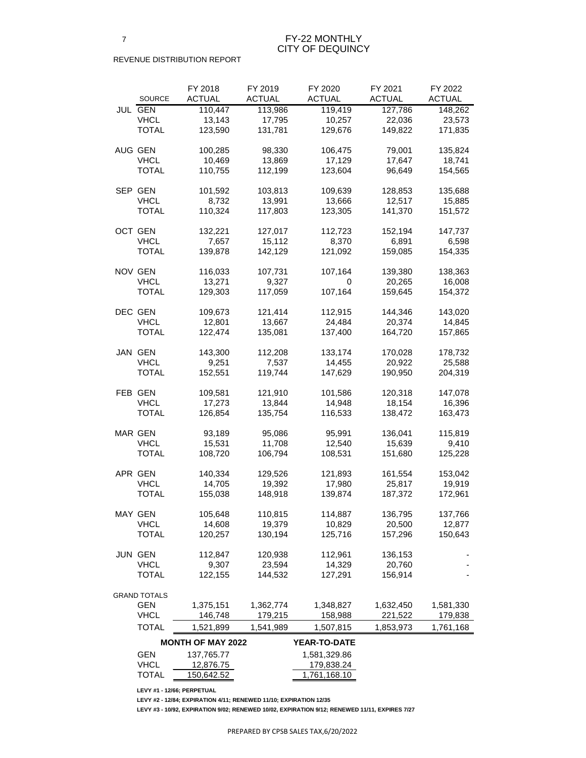# FY-22 MONTHLY
# CITY OF DEQUINCY

REVENUE DISTRIBUTION REPORT

| | SOURCE | FY 2018 ACTUAL | FY 2019 ACTUAL | FY 2020 ACTUAL | FY 2021 ACTUAL | FY 2022 ACTUAL |
|---|---|---|---|---|---|---|
| JUL | GEN | 110,447 | 113,986 | 119,419 | 127,786 | 148,262 |
| | VHCL | 13,143 | 17,795 | 10,257 | 22,036 | 23,573 |
| | TOTAL | 123,590 | 131,781 | 129,676 | 149,822 | 171,835 |
| AUG | GEN | 100,285 | 98,330 | 106,475 | 79,001 | 135,824 |
| | VHCL | 10,469 | 13,869 | 17,129 | 17,647 | 18,741 |
| | TOTAL | 110,755 | 112,199 | 123,604 | 96,649 | 154,565 |
| SEP | GEN | 101,592 | 103,813 | 109,639 | 128,853 | 135,688 |
| | VHCL | 8,732 | 13,991 | 13,666 | 12,517 | 15,885 |
| | TOTAL | 110,324 | 117,803 | 123,305 | 141,370 | 151,572 |
| OCT | GEN | 132,221 | 127,017 | 112,723 | 152,194 | 147,737 |
| | VHCL | 7,657 | 15,112 | 8,370 | 6,891 | 6,598 |
| | TOTAL | 139,878 | 142,129 | 121,092 | 159,085 | 154,335 |
| NOV | GEN | 116,033 | 107,731 | 107,164 | 139,380 | 138,363 |
| | VHCL | 13,271 | 9,327 | 0 | 20,265 | 16,008 |
| | TOTAL | 129,303 | 117,059 | 107,164 | 159,645 | 154,372 |
| DEC | GEN | 109,673 | 121,414 | 112,915 | 144,346 | 143,020 |
| | VHCL | 12,801 | 13,667 | 24,484 | 20,374 | 14,845 |
| | TOTAL | 122,474 | 135,081 | 137,400 | 164,720 | 157,865 |
| JAN | GEN | 143,300 | 112,208 | 133,174 | 170,028 | 178,732 |
| | VHCL | 9,251 | 7,537 | 14,455 | 20,922 | 25,588 |
| | TOTAL | 152,551 | 119,744 | 147,629 | 190,950 | 204,319 |
| FEB | GEN | 109,581 | 121,910 | 101,586 | 120,318 | 147,078 |
| | VHCL | 17,273 | 13,844 | 14,948 | 18,154 | 16,396 |
| | TOTAL | 126,854 | 135,754 | 116,533 | 138,472 | 163,473 |
| MAR | GEN | 93,189 | 95,086 | 95,991 | 136,041 | 115,819 |
| | VHCL | 15,531 | 11,708 | 12,540 | 15,639 | 9,410 |
| | TOTAL | 108,720 | 106,794 | 108,531 | 151,680 | 125,228 |
| APR | GEN | 140,334 | 129,526 | 121,893 | 161,554 | 153,042 |
| | VHCL | 14,705 | 19,392 | 17,980 | 25,817 | 19,919 |
| | TOTAL | 155,038 | 148,918 | 139,874 | 187,372 | 172,961 |
| MAY | GEN | 105,648 | 110,815 | 114,887 | 136,795 | 137,766 |
| | VHCL | 14,608 | 19,379 | 10,829 | 20,500 | 12,877 |
| | TOTAL | 120,257 | 130,194 | 125,716 | 157,296 | 150,643 |
| JUN | GEN | 112,847 | 120,938 | 112,961 | 136,153 | - |
| | VHCL | 9,307 | 23,594 | 14,329 | 20,760 | - |
| | TOTAL | 122,155 | 144,532 | 127,291 | 156,914 | - |
| GRAND TOTALS | | | | | | |
| | GEN | 1,375,151 | 1,362,774 | 1,348,827 | 1,632,450 | 1,581,330 |
| | VHCL | 146,748 | 179,215 | 158,988 | 221,522 | 179,838 |
| | TOTAL | 1,521,899 | 1,541,989 | 1,507,815 | 1,853,973 | 1,761,168 |

| | MONTH OF MAY 2022 | YEAR-TO-DATE |
|---|---|---|
| GEN | 137,765.77 | 1,581,329.86 |
| VHCL | 12,876.75 | 179,838.24 |
| TOTAL | 150,642.52 | 1,761,168.10 |

**LEVY #1 - 12/66; PERPETUAL**

**LEVY #2 - 12/84; EXPIRATION 4/11; RENEWED 11/10; EXPIRATION 12/35**

**LEVY #3 - 10/92, EXPIRATION 9/02; RENEWED 10/02, EXPIRATION 9/12; RENEWED 11/11, EXPIRES 7/27**

PREPARED BY CPSB SALES TAX,6/20/2022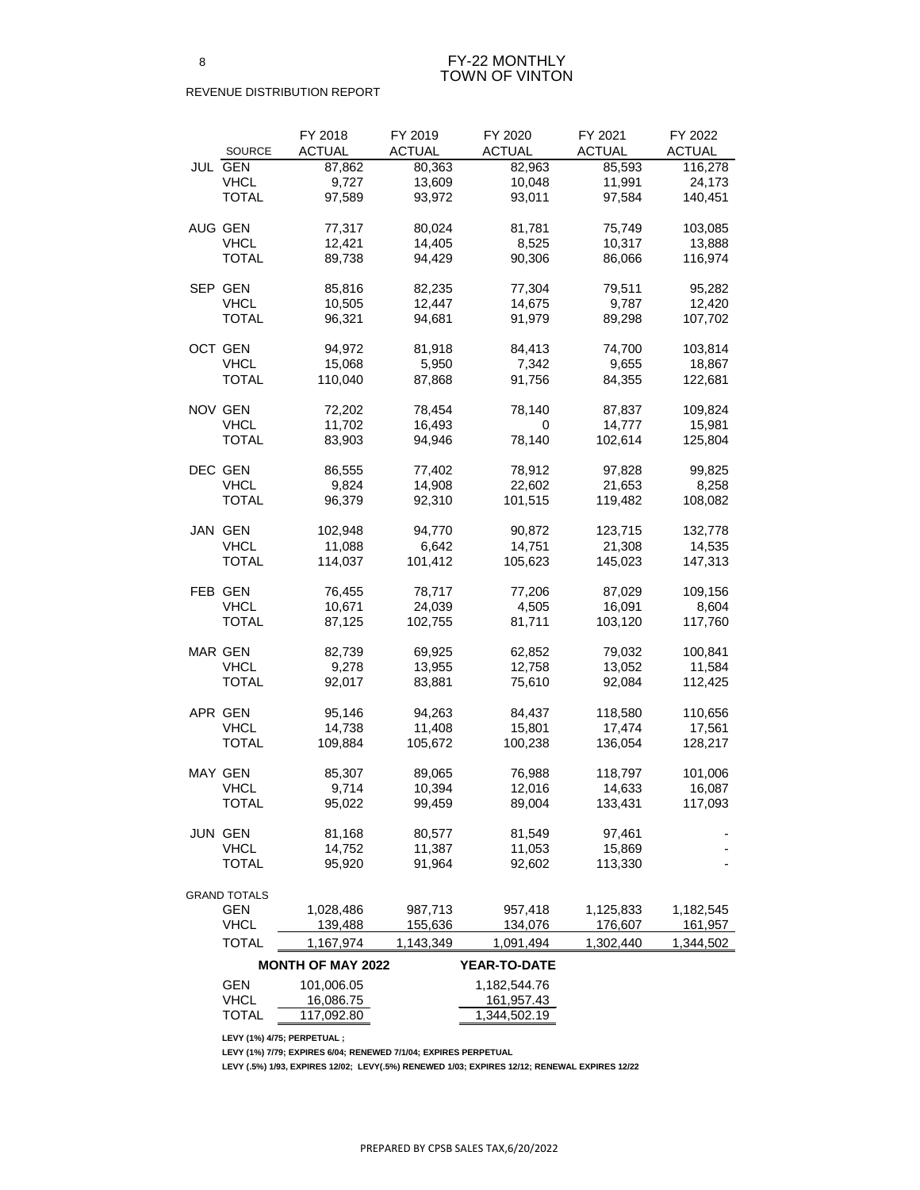# FY-22 MONTHLY
# TOWN OF VINTON

REVENUE DISTRIBUTION REPORT

| | SOURCE | FY 2018 ACTUAL | FY 2019 ACTUAL | FY 2020 ACTUAL | FY 2021 ACTUAL | FY 2022 ACTUAL |
|---|---|---|---|---|---|---|
| JUL | GEN | 87,862 | 80,363 | 82,963 | 85,593 | 116,278 |
| | VHCL | 9,727 | 13,609 | 10,048 | 11,991 | 24,173 |
| | TOTAL | 97,589 | 93,972 | 93,011 | 97,584 | 140,451 |
| AUG | GEN | 77,317 | 80,024 | 81,781 | 75,749 | 103,085 |
| | VHCL | 12,421 | 14,405 | 8,525 | 10,317 | 13,888 |
| | TOTAL | 89,738 | 94,429 | 90,306 | 86,066 | 116,974 |
| SEP | GEN | 85,816 | 82,235 | 77,304 | 79,511 | 95,282 |
| | VHCL | 10,505 | 12,447 | 14,675 | 9,787 | 12,420 |
| | TOTAL | 96,321 | 94,681 | 91,979 | 89,298 | 107,702 |
| OCT | GEN | 94,972 | 81,918 | 84,413 | 74,700 | 103,814 |
| | VHCL | 15,068 | 5,950 | 7,342 | 9,655 | 18,867 |
| | TOTAL | 110,040 | 87,868 | 91,756 | 84,355 | 122,681 |
| NOV | GEN | 72,202 | 78,454 | 78,140 | 87,837 | 109,824 |
| | VHCL | 11,702 | 16,493 | 0 | 14,777 | 15,981 |
| | TOTAL | 83,903 | 94,946 | 78,140 | 102,614 | 125,804 |
| DEC | GEN | 86,555 | 77,402 | 78,912 | 97,828 | 99,825 |
| | VHCL | 9,824 | 14,908 | 22,602 | 21,653 | 8,258 |
| | TOTAL | 96,379 | 92,310 | 101,515 | 119,482 | 108,082 |
| JAN | GEN | 102,948 | 94,770 | 90,872 | 123,715 | 132,778 |
| | VHCL | 11,088 | 6,642 | 14,751 | 21,308 | 14,535 |
| | TOTAL | 114,037 | 101,412 | 105,623 | 145,023 | 147,313 |
| FEB | GEN | 76,455 | 78,717 | 77,206 | 87,029 | 109,156 |
| | VHCL | 10,671 | 24,039 | 4,505 | 16,091 | 8,604 |
| | TOTAL | 87,125 | 102,755 | 81,711 | 103,120 | 117,760 |
| MAR | GEN | 82,739 | 69,925 | 62,852 | 79,032 | 100,841 |
| | VHCL | 9,278 | 13,955 | 12,758 | 13,052 | 11,584 |
| | TOTAL | 92,017 | 83,881 | 75,610 | 92,084 | 112,425 |
| APR | GEN | 95,146 | 94,263 | 84,437 | 118,580 | 110,656 |
| | VHCL | 14,738 | 11,408 | 15,801 | 17,474 | 17,561 |
| | TOTAL | 109,884 | 105,672 | 100,238 | 136,054 | 128,217 |
| MAY | GEN | 85,307 | 89,065 | 76,988 | 118,797 | 101,006 |
| | VHCL | 9,714 | 10,394 | 12,016 | 14,633 | 16,087 |
| | TOTAL | 95,022 | 99,459 | 89,004 | 133,431 | 117,093 |
| JUN | GEN | 81,168 | 80,577 | 81,549 | 97,461 | - |
| | VHCL | 14,752 | 11,387 | 11,053 | 15,869 | - |
| | TOTAL | 95,920 | 91,964 | 92,602 | 113,330 | - |
| GRAND TOTALS | GEN | 1,028,486 | 987,713 | 957,418 | 1,125,833 | 1,182,545 |
| | VHCL | 139,488 | 155,636 | 134,076 | 176,607 | 161,957 |
| | TOTAL | 1,167,974 | 1,143,349 | 1,091,494 | 1,302,440 | 1,344,502 |

| | MONTH OF MAY 2022 | YEAR-TO-DATE |
|---|---|---|
| GEN | 101,006.05 | 1,182,544.76 |
| VHCL | 16,086.75 | 161,957.43 |
| TOTAL | 117,092.80 | 1,344,502.19 |

**LEVY (1%) 4/75; PERPETUAL ;**

**LEVY (1%) 7/79; EXPIRES 6/04; RENEWED 7/1/04; EXPIRES PERPETUAL**

**LEVY (.5%) 1/93, EXPIRES 12/02; LEVY(.5%) RENEWED 1/03; EXPIRES 12/12; RENEWAL EXPIRES 12/22**

PREPARED BY CPSB SALES TAX,6/20/2022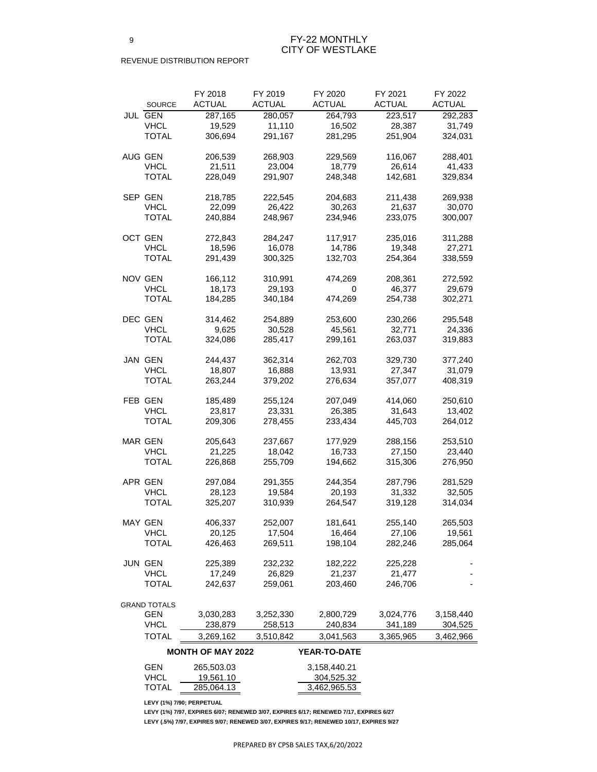# FY-22 MONTHLY
# CITY OF WESTLAKE

REVENUE DISTRIBUTION REPORT

| | SOURCE | FY 2018 ACTUAL | FY 2019 ACTUAL | FY 2020 ACTUAL | FY 2021 ACTUAL | FY 2022 ACTUAL |
|---|---|---|---|---|---|---|
| JUL | GEN | 287,165 | 280,057 | 264,793 | 223,517 | 292,283 |
| | VHCL | 19,529 | 11,110 | 16,502 | 28,387 | 31,749 |
| | TOTAL | 306,694 | 291,167 | 281,295 | 251,904 | 324,031 |
| AUG | GEN | 206,539 | 268,903 | 229,569 | 116,067 | 288,401 |
| | VHCL | 21,511 | 23,004 | 18,779 | 26,614 | 41,433 |
| | TOTAL | 228,049 | 291,907 | 248,348 | 142,681 | 329,834 |
| SEP | GEN | 218,785 | 222,545 | 204,683 | 211,438 | 269,938 |
| | VHCL | 22,099 | 26,422 | 30,263 | 21,637 | 30,070 |
| | TOTAL | 240,884 | 248,967 | 234,946 | 233,075 | 300,007 |
| OCT | GEN | 272,843 | 284,247 | 117,917 | 235,016 | 311,288 |
| | VHCL | 18,596 | 16,078 | 14,786 | 19,348 | 27,271 |
| | TOTAL | 291,439 | 300,325 | 132,703 | 254,364 | 338,559 |
| NOV | GEN | 166,112 | 310,991 | 474,269 | 208,361 | 272,592 |
| | VHCL | 18,173 | 29,193 | 0 | 46,377 | 29,679 |
| | TOTAL | 184,285 | 340,184 | 474,269 | 254,738 | 302,271 |
| DEC | GEN | 314,462 | 254,889 | 253,600 | 230,266 | 295,548 |
| | VHCL | 9,625 | 30,528 | 45,561 | 32,771 | 24,336 |
| | TOTAL | 324,086 | 285,417 | 299,161 | 263,037 | 319,883 |
| JAN | GEN | 244,437 | 362,314 | 262,703 | 329,730 | 377,240 |
| | VHCL | 18,807 | 16,888 | 13,931 | 27,347 | 31,079 |
| | TOTAL | 263,244 | 379,202 | 276,634 | 357,077 | 408,319 |
| FEB | GEN | 185,489 | 255,124 | 207,049 | 414,060 | 250,610 |
| | VHCL | 23,817 | 23,331 | 26,385 | 31,643 | 13,402 |
| | TOTAL | 209,306 | 278,455 | 233,434 | 445,703 | 264,012 |
| MAR | GEN | 205,643 | 237,667 | 177,929 | 288,156 | 253,510 |
| | VHCL | 21,225 | 18,042 | 16,733 | 27,150 | 23,440 |
| | TOTAL | 226,868 | 255,709 | 194,662 | 315,306 | 276,950 |
| APR | GEN | 297,084 | 291,355 | 244,354 | 287,796 | 281,529 |
| | VHCL | 28,123 | 19,584 | 20,193 | 31,332 | 32,505 |
| | TOTAL | 325,207 | 310,939 | 264,547 | 319,128 | 314,034 |
| MAY | GEN | 406,337 | 252,007 | 181,641 | 255,140 | 265,503 |
| | VHCL | 20,125 | 17,504 | 16,464 | 27,106 | 19,561 |
| | TOTAL | 426,463 | 269,511 | 198,104 | 282,246 | 285,064 |
| JUN | GEN | 225,389 | 232,232 | 182,222 | 225,228 | - |
| | VHCL | 17,249 | 26,829 | 21,237 | 21,477 | - |
| | TOTAL | 242,637 | 259,061 | 203,460 | 246,706 | - |
| GRAND TOTALS | GEN | 3,030,283 | 3,252,330 | 2,800,729 | 3,024,776 | 3,158,440 |
| | VHCL | 238,879 | 258,513 | 240,834 | 341,189 | 304,525 |
| | TOTAL | 3,269,162 | 3,510,842 | 3,041,563 | 3,365,965 | 3,462,966 |

| | MONTH OF MAY 2022 | YEAR-TO-DATE |
|---|---|---|
| GEN | 265,503.03 | 3,158,440.21 |
| VHCL | 19,561.10 | 304,525.32 |
| TOTAL | 285,064.13 | 3,462,965.53 |

**LEVY (1%) 7/90; PERPETUAL**

**LEVY (1%) 7/97, EXPIRES 6/07; RENEWED 3/07, EXPIRES 6/17; RENEWED 7/17, EXPIRES 6/27**

**LEVY (.5%) 7/97, EXPIRES 9/07; RENEWED 3/07, EXPIRES 9/17; RENEWED 10/17, EXPIRES 9/27**

PREPARED BY CPSB SALES TAX,6/20/2022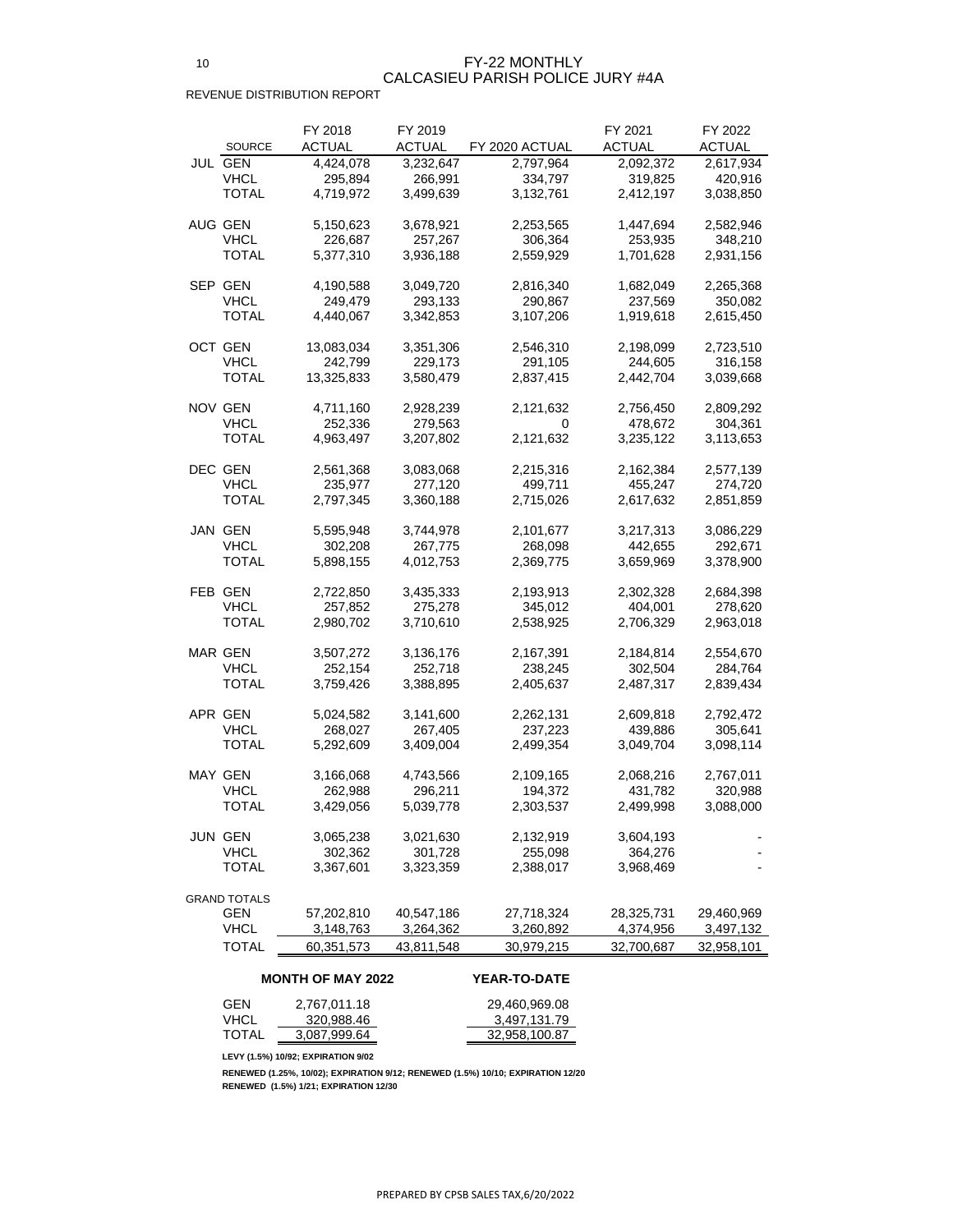# FY-22 MONTHLY
# CALCASIEU PARISH POLICE JURY #4A

REVENUE DISTRIBUTION REPORT

| | SOURCE | FY 2018 ACTUAL | FY 2019 ACTUAL | FY 2020 ACTUAL | FY 2021 ACTUAL | FY 2022 ACTUAL |
|---|---|---|---|---|---|---|
| JUL | GEN | 4,424,078 | 3,232,647 | 2,797,964 | 2,092,372 | 2,617,934 |
| | VHCL | 295,894 | 266,991 | 334,797 | 319,825 | 420,916 |
| | TOTAL | 4,719,972 | 3,499,639 | 3,132,761 | 2,412,197 | 3,038,850 |
| AUG | GEN | 5,150,623 | 3,678,921 | 2,253,565 | 1,447,694 | 2,582,946 |
| | VHCL | 226,687 | 257,267 | 306,364 | 253,935 | 348,210 |
| | TOTAL | 5,377,310 | 3,936,188 | 2,559,929 | 1,701,628 | 2,931,156 |
| SEP | GEN | 4,190,588 | 3,049,720 | 2,816,340 | 1,682,049 | 2,265,368 |
| | VHCL | 249,479 | 293,133 | 290,867 | 237,569 | 350,082 |
| | TOTAL | 4,440,067 | 3,342,853 | 3,107,206 | 1,919,618 | 2,615,450 |
| OCT | GEN | 13,083,034 | 3,351,306 | 2,546,310 | 2,198,099 | 2,723,510 |
| | VHCL | 242,799 | 229,173 | 291,105 | 244,605 | 316,158 |
| | TOTAL | 13,325,833 | 3,580,479 | 2,837,415 | 2,442,704 | 3,039,668 |
| NOV | GEN | 4,711,160 | 2,928,239 | 2,121,632 | 2,756,450 | 2,809,292 |
| | VHCL | 252,336 | 279,563 | 0 | 478,672 | 304,361 |
| | TOTAL | 4,963,497 | 3,207,802 | 2,121,632 | 3,235,122 | 3,113,653 |
| DEC | GEN | 2,561,368 | 3,083,068 | 2,215,316 | 2,162,384 | 2,577,139 |
| | VHCL | 235,977 | 277,120 | 499,711 | 455,247 | 274,720 |
| | TOTAL | 2,797,345 | 3,360,188 | 2,715,026 | 2,617,632 | 2,851,859 |
| JAN | GEN | 5,595,948 | 3,744,978 | 2,101,677 | 3,217,313 | 3,086,229 |
| | VHCL | 302,208 | 267,775 | 268,098 | 442,655 | 292,671 |
| | TOTAL | 5,898,155 | 4,012,753 | 2,369,775 | 3,659,969 | 3,378,900 |
| FEB | GEN | 2,722,850 | 3,435,333 | 2,193,913 | 2,302,328 | 2,684,398 |
| | VHCL | 257,852 | 275,278 | 345,012 | 404,001 | 278,620 |
| | TOTAL | 2,980,702 | 3,710,610 | 2,538,925 | 2,706,329 | 2,963,018 |
| MAR | GEN | 3,507,272 | 3,136,176 | 2,167,391 | 2,184,814 | 2,554,670 |
| | VHCL | 252,154 | 252,718 | 238,245 | 302,504 | 284,764 |
| | TOTAL | 3,759,426 | 3,388,895 | 2,405,637 | 2,487,317 | 2,839,434 |
| APR | GEN | 5,024,582 | 3,141,600 | 2,262,131 | 2,609,818 | 2,792,472 |
| | VHCL | 268,027 | 267,405 | 237,223 | 439,886 | 305,641 |
| | TOTAL | 5,292,609 | 3,409,004 | 2,499,354 | 3,049,704 | 3,098,114 |
| MAY | GEN | 3,166,068 | 4,743,566 | 2,109,165 | 2,068,216 | 2,767,011 |
| | VHCL | 262,988 | 296,211 | 194,372 | 431,782 | 320,988 |
| | TOTAL | 3,429,056 | 5,039,778 | 2,303,537 | 2,499,998 | 3,088,000 |
| JUN | GEN | 3,065,238 | 3,021,630 | 2,132,919 | 3,604,193 | - |
| | VHCL | 302,362 | 301,728 | 255,098 | 364,276 | - |
| | TOTAL | 3,367,601 | 3,323,359 | 2,388,017 | 3,968,469 | - |
| GRAND TOTALS | | | | | | |
| | GEN | 57,202,810 | 40,547,186 | 27,718,324 | 28,325,731 | 29,460,969 |
| | VHCL | 3,148,763 | 3,264,362 | 3,260,892 | 4,374,956 | 3,497,132 |
| | TOTAL | 60,351,573 | 43,811,548 | 30,979,215 | 32,700,687 | 32,958,101 |

| | MONTH OF MAY 2022 | YEAR-TO-DATE |
|---|---|---|
| GEN | 2,767,011.18 | 29,460,969.08 |
| VHCL | 320,988.46 | 3,497,131.79 |
| TOTAL | 3,087,999.64 | 32,958,100.87 |

**LEVY (1.5%) 10/92; EXPIRATION 9/02**

**RENEWED (1.25%, 10/02); EXPIRATION 9/12; RENEWED (1.5%) 10/10; EXPIRATION 12/20**
**RENEWED (1.5%) 1/21; EXPIRATION 12/30**

PREPARED BY CPSB SALES TAX,6/20/2022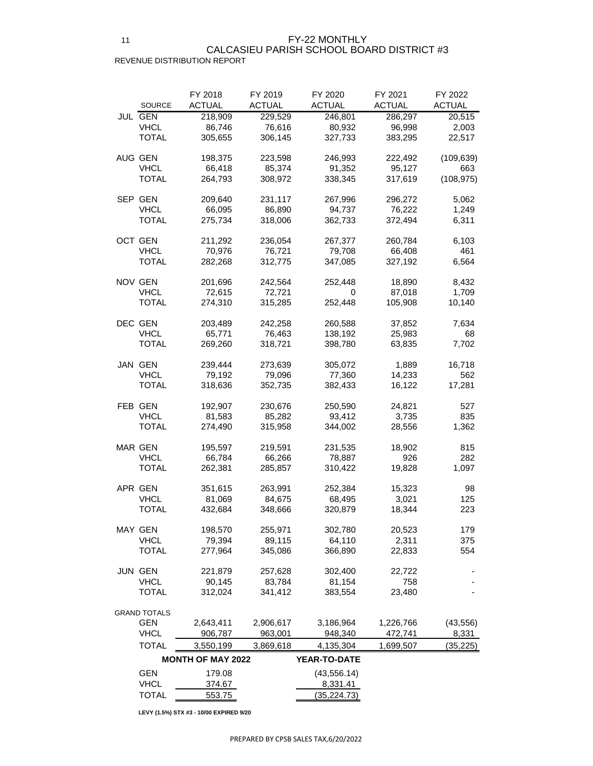# FY-22 MONTHLY
## CALCASIEU PARISH SCHOOL BOARD DISTRICT #3
### REVENUE DISTRIBUTION REPORT

| | SOURCE | FY 2018 ACTUAL | FY 2019 ACTUAL | FY 2020 ACTUAL | FY 2021 ACTUAL | FY 2022 ACTUAL |
|---|---|---|---|---|---|---|
| JUL | GEN | 218,909 | 229,529 | 246,801 | 286,297 | 20,515 |
| | VHCL | 86,746 | 76,616 | 80,932 | 96,998 | 2,003 |
| | TOTAL | 305,655 | 306,145 | 327,733 | 383,295 | 22,517 |
| AUG | GEN | 198,375 | 223,598 | 246,993 | 222,492 | (109,639) |
| | VHCL | 66,418 | 85,374 | 91,352 | 95,127 | 663 |
| | TOTAL | 264,793 | 308,972 | 338,345 | 317,619 | (108,975) |
| SEP | GEN | 209,640 | 231,117 | 267,996 | 296,272 | 5,062 |
| | VHCL | 66,095 | 86,890 | 94,737 | 76,222 | 1,249 |
| | TOTAL | 275,734 | 318,006 | 362,733 | 372,494 | 6,311 |
| OCT | GEN | 211,292 | 236,054 | 267,377 | 260,784 | 6,103 |
| | VHCL | 70,976 | 76,721 | 79,708 | 66,408 | 461 |
| | TOTAL | 282,268 | 312,775 | 347,085 | 327,192 | 6,564 |
| NOV | GEN | 201,696 | 242,564 | 252,448 | 18,890 | 8,432 |
| | VHCL | 72,615 | 72,721 | 0 | 87,018 | 1,709 |
| | TOTAL | 274,310 | 315,285 | 252,448 | 105,908 | 10,140 |
| DEC | GEN | 203,489 | 242,258 | 260,588 | 37,852 | 7,634 |
| | VHCL | 65,771 | 76,463 | 138,192 | 25,983 | 68 |
| | TOTAL | 269,260 | 318,721 | 398,780 | 63,835 | 7,702 |
| JAN | GEN | 239,444 | 273,639 | 305,072 | 1,889 | 16,718 |
| | VHCL | 79,192 | 79,096 | 77,360 | 14,233 | 562 |
| | TOTAL | 318,636 | 352,735 | 382,433 | 16,122 | 17,281 |
| FEB | GEN | 192,907 | 230,676 | 250,590 | 24,821 | 527 |
| | VHCL | 81,583 | 85,282 | 93,412 | 3,735 | 835 |
| | TOTAL | 274,490 | 315,958 | 344,002 | 28,556 | 1,362 |
| MAR | GEN | 195,597 | 219,591 | 231,535 | 18,902 | 815 |
| | VHCL | 66,784 | 66,266 | 78,887 | 926 | 282 |
| | TOTAL | 262,381 | 285,857 | 310,422 | 19,828 | 1,097 |
| APR | GEN | 351,615 | 263,991 | 252,384 | 15,323 | 98 |
| | VHCL | 81,069 | 84,675 | 68,495 | 3,021 | 125 |
| | TOTAL | 432,684 | 348,666 | 320,879 | 18,344 | 223 |
| MAY | GEN | 198,570 | 255,971 | 302,780 | 20,523 | 179 |
| | VHCL | 79,394 | 89,115 | 64,110 | 2,311 | 375 |
| | TOTAL | 277,964 | 345,086 | 366,890 | 22,833 | 554 |
| JUN | GEN | 221,879 | 257,628 | 302,400 | 22,722 | - |
| | VHCL | 90,145 | 83,784 | 81,154 | 758 | - |
| | TOTAL | 312,024 | 341,412 | 383,554 | 23,480 | - |
| GRAND TOTALS | GEN | 2,643,411 | 2,906,617 | 3,186,964 | 1,226,766 | (43,556) |
| | VHCL | 906,787 | 963,001 | 948,340 | 472,741 | 8,331 |
| | TOTAL | 3,550,199 | 3,869,618 | 4,135,304 | 1,699,507 | (35,225) |

| | MONTH OF MAY 2022 | YEAR-TO-DATE |
|---|---|---|
| GEN | 179.08 | (43,556.14) |
| VHCL | 374.67 | 8,331.41 |
| TOTAL | 553.75 | (35,224.73) |

**LEVY (1.5%) STX #3 - 10/00 EXPIRED 9/20**

PREPARED BY CPSB SALES TAX,6/20/2022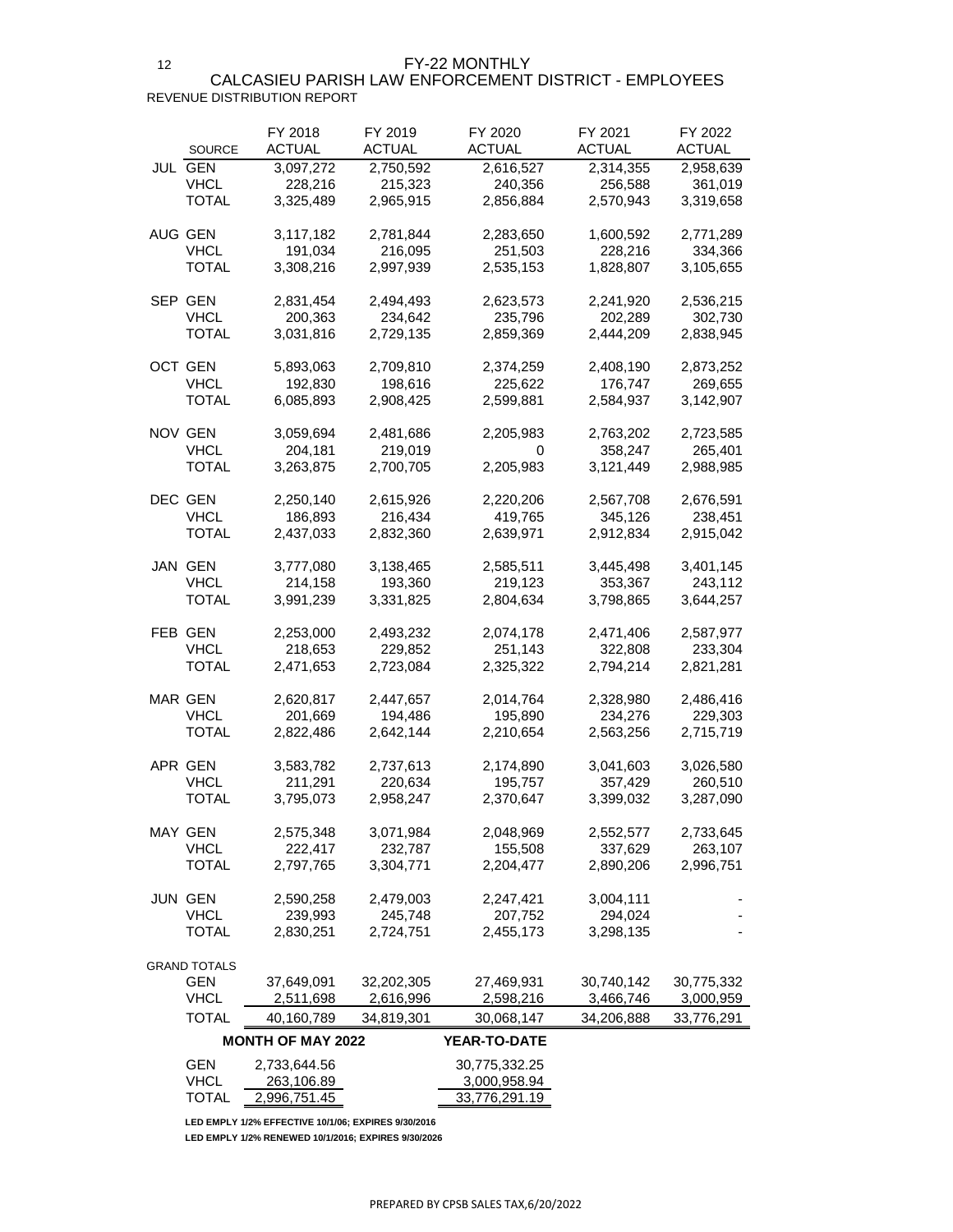# FY-22 MONTHLY

## CALCASIEU PARISH LAW ENFORCEMENT DISTRICT - EMPLOYEES

REVENUE DISTRIBUTION REPORT

| | SOURCE | FY 2018 ACTUAL | FY 2019 ACTUAL | FY 2020 ACTUAL | FY 2021 ACTUAL | FY 2022 ACTUAL |
|---|---|---|---|---|---|---|
| JUL | GEN | 3,097,272 | 2,750,592 | 2,616,527 | 2,314,355 | 2,958,639 |
| | VHCL | 228,216 | 215,323 | 240,356 | 256,588 | 361,019 |
| | TOTAL | 3,325,489 | 2,965,915 | 2,856,884 | 2,570,943 | 3,319,658 |
| AUG | GEN | 3,117,182 | 2,781,844 | 2,283,650 | 1,600,592 | 2,771,289 |
| | VHCL | 191,034 | 216,095 | 251,503 | 228,216 | 334,366 |
| | TOTAL | 3,308,216 | 2,997,939 | 2,535,153 | 1,828,807 | 3,105,655 |
| SEP | GEN | 2,831,454 | 2,494,493 | 2,623,573 | 2,241,920 | 2,536,215 |
| | VHCL | 200,363 | 234,642 | 235,796 | 202,289 | 302,730 |
| | TOTAL | 3,031,816 | 2,729,135 | 2,859,369 | 2,444,209 | 2,838,945 |
| OCT | GEN | 5,893,063 | 2,709,810 | 2,374,259 | 2,408,190 | 2,873,252 |
| | VHCL | 192,830 | 198,616 | 225,622 | 176,747 | 269,655 |
| | TOTAL | 6,085,893 | 2,908,425 | 2,599,881 | 2,584,937 | 3,142,907 |
| NOV | GEN | 3,059,694 | 2,481,686 | 2,205,983 | 2,763,202 | 2,723,585 |
| | VHCL | 204,181 | 219,019 | 0 | 358,247 | 265,401 |
| | TOTAL | 3,263,875 | 2,700,705 | 2,205,983 | 3,121,449 | 2,988,985 |
| DEC | GEN | 2,250,140 | 2,615,926 | 2,220,206 | 2,567,708 | 2,676,591 |
| | VHCL | 186,893 | 216,434 | 419,765 | 345,126 | 238,451 |
| | TOTAL | 2,437,033 | 2,832,360 | 2,639,971 | 2,912,834 | 2,915,042 |
| JAN | GEN | 3,777,080 | 3,138,465 | 2,585,511 | 3,445,498 | 3,401,145 |
| | VHCL | 214,158 | 193,360 | 219,123 | 353,367 | 243,112 |
| | TOTAL | 3,991,239 | 3,331,825 | 2,804,634 | 3,798,865 | 3,644,257 |
| FEB | GEN | 2,253,000 | 2,493,232 | 2,074,178 | 2,471,406 | 2,587,977 |
| | VHCL | 218,653 | 229,852 | 251,143 | 322,808 | 233,304 |
| | TOTAL | 2,471,653 | 2,723,084 | 2,325,322 | 2,794,214 | 2,821,281 |
| MAR | GEN | 2,620,817 | 2,447,657 | 2,014,764 | 2,328,980 | 2,486,416 |
| | VHCL | 201,669 | 194,486 | 195,890 | 234,276 | 229,303 |
| | TOTAL | 2,822,486 | 2,642,144 | 2,210,654 | 2,563,256 | 2,715,719 |
| APR | GEN | 3,583,782 | 2,737,613 | 2,174,890 | 3,041,603 | 3,026,580 |
| | VHCL | 211,291 | 220,634 | 195,757 | 357,429 | 260,510 |
| | TOTAL | 3,795,073 | 2,958,247 | 2,370,647 | 3,399,032 | 3,287,090 |
| MAY | GEN | 2,575,348 | 3,071,984 | 2,048,969 | 2,552,577 | 2,733,645 |
| | VHCL | 222,417 | 232,787 | 155,508 | 337,629 | 263,107 |
| | TOTAL | 2,797,765 | 3,304,771 | 2,204,477 | 2,890,206 | 2,996,751 |
| JUN | GEN | 2,590,258 | 2,479,003 | 2,247,421 | 3,004,111 | - |
| | VHCL | 239,993 | 245,748 | 207,752 | 294,024 | - |
| | TOTAL | 2,830,251 | 2,724,751 | 2,455,173 | 3,298,135 | - |
| GRAND TOTALS | | | | | | |
| | GEN | 37,649,091 | 32,202,305 | 27,469,931 | 30,740,142 | 30,775,332 |
| | VHCL | 2,511,698 | 2,616,996 | 2,598,216 | 3,466,746 | 3,000,959 |
| | TOTAL | 40,160,789 | 34,819,301 | 30,068,147 | 34,206,888 | 33,776,291 |

| | MONTH OF MAY 2022 | YEAR-TO-DATE |
|---|---|---|
| GEN | 2,733,644.56 | 30,775,332.25 |
| VHCL | 263,106.89 | 3,000,958.94 |
| TOTAL | 2,996,751.45 | 33,776,291.19 |

**LED EMPLY 1/2% EFFECTIVE 10/1/06; EXPIRES 9/30/2016**

**LED EMPLY 1/2% RENEWED 10/1/2016; EXPIRES 9/30/2026**

PREPARED BY CPSB SALES TAX,6/20/2022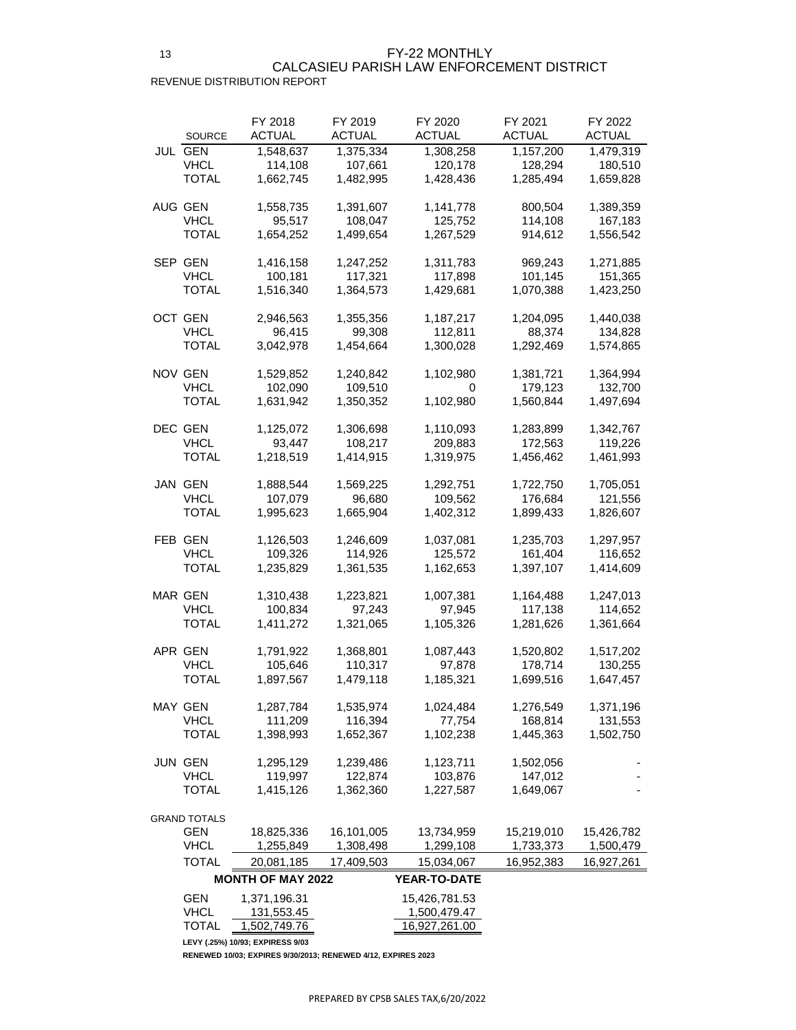# FY-22 MONTHLY

## CALCASIEU PARISH LAW ENFORCEMENT DISTRICT

REVENUE DISTRIBUTION REPORT

| | SOURCE | FY 2018 ACTUAL | FY 2019 ACTUAL | FY 2020 ACTUAL | FY 2021 ACTUAL | FY 2022 ACTUAL |
|---|---|---|---|---|---|---|
| JUL | GEN | 1,548,637 | 1,375,334 | 1,308,258 | 1,157,200 | 1,479,319 |
| | VHCL | 114,108 | 107,661 | 120,178 | 128,294 | 180,510 |
| | TOTAL | 1,662,745 | 1,482,995 | 1,428,436 | 1,285,494 | 1,659,828 |
| AUG | GEN | 1,558,735 | 1,391,607 | 1,141,778 | 800,504 | 1,389,359 |
| | VHCL | 95,517 | 108,047 | 125,752 | 114,108 | 167,183 |
| | TOTAL | 1,654,252 | 1,499,654 | 1,267,529 | 914,612 | 1,556,542 |
| SEP | GEN | 1,416,158 | 1,247,252 | 1,311,783 | 969,243 | 1,271,885 |
| | VHCL | 100,181 | 117,321 | 117,898 | 101,145 | 151,365 |
| | TOTAL | 1,516,340 | 1,364,573 | 1,429,681 | 1,070,388 | 1,423,250 |
| OCT | GEN | 2,946,563 | 1,355,356 | 1,187,217 | 1,204,095 | 1,440,038 |
| | VHCL | 96,415 | 99,308 | 112,811 | 88,374 | 134,828 |
| | TOTAL | 3,042,978 | 1,454,664 | 1,300,028 | 1,292,469 | 1,574,865 |
| NOV | GEN | 1,529,852 | 1,240,842 | 1,102,980 | 1,381,721 | 1,364,994 |
| | VHCL | 102,090 | 109,510 | 0 | 179,123 | 132,700 |
| | TOTAL | 1,631,942 | 1,350,352 | 1,102,980 | 1,560,844 | 1,497,694 |
| DEC | GEN | 1,125,072 | 1,306,698 | 1,110,093 | 1,283,899 | 1,342,767 |
| | VHCL | 93,447 | 108,217 | 209,883 | 172,563 | 119,226 |
| | TOTAL | 1,218,519 | 1,414,915 | 1,319,975 | 1,456,462 | 1,461,993 |
| JAN | GEN | 1,888,544 | 1,569,225 | 1,292,751 | 1,722,750 | 1,705,051 |
| | VHCL | 107,079 | 96,680 | 109,562 | 176,684 | 121,556 |
| | TOTAL | 1,995,623 | 1,665,904 | 1,402,312 | 1,899,433 | 1,826,607 |
| FEB | GEN | 1,126,503 | 1,246,609 | 1,037,081 | 1,235,703 | 1,297,957 |
| | VHCL | 109,326 | 114,926 | 125,572 | 161,404 | 116,652 |
| | TOTAL | 1,235,829 | 1,361,535 | 1,162,653 | 1,397,107 | 1,414,609 |
| MAR | GEN | 1,310,438 | 1,223,821 | 1,007,381 | 1,164,488 | 1,247,013 |
| | VHCL | 100,834 | 97,243 | 97,945 | 117,138 | 114,652 |
| | TOTAL | 1,411,272 | 1,321,065 | 1,105,326 | 1,281,626 | 1,361,664 |
| APR | GEN | 1,791,922 | 1,368,801 | 1,087,443 | 1,520,802 | 1,517,202 |
| | VHCL | 105,646 | 110,317 | 97,878 | 178,714 | 130,255 |
| | TOTAL | 1,897,567 | 1,479,118 | 1,185,321 | 1,699,516 | 1,647,457 |
| MAY | GEN | 1,287,784 | 1,535,974 | 1,024,484 | 1,276,549 | 1,371,196 |
| | VHCL | 111,209 | 116,394 | 77,754 | 168,814 | 131,553 |
| | TOTAL | 1,398,993 | 1,652,367 | 1,102,238 | 1,445,363 | 1,502,750 |
| JUN | GEN | 1,295,129 | 1,239,486 | 1,123,711 | 1,502,056 | - |
| | VHCL | 119,997 | 122,874 | 103,876 | 147,012 | - |
| | TOTAL | 1,415,126 | 1,362,360 | 1,227,587 | 1,649,067 | - |
| GRAND TOTALS | | | | | | |
| | GEN | 18,825,336 | 16,101,005 | 13,734,959 | 15,219,010 | 15,426,782 |
| | VHCL | 1,255,849 | 1,308,498 | 1,299,108 | 1,733,373 | 1,500,479 |
| | TOTAL | 20,081,185 | 17,409,503 | 15,034,067 | 16,952,383 | 16,927,261 |

| | MONTH OF MAY 2022 | YEAR-TO-DATE |
|---|---|---|
| GEN | 1,371,196.31 | 15,426,781.53 |
| VHCL | 131,553.45 | 1,500,479.47 |
| TOTAL | 1,502,749.76 | 16,927,261.00 |

**LEVY (.25%) 10/93; EXPIRESS 9/03**

**RENEWED 10/03; EXPIRES 9/30/2013; RENEWED 4/12, EXPIRES 2023**

PREPARED BY CPSB SALES TAX,6/20/2022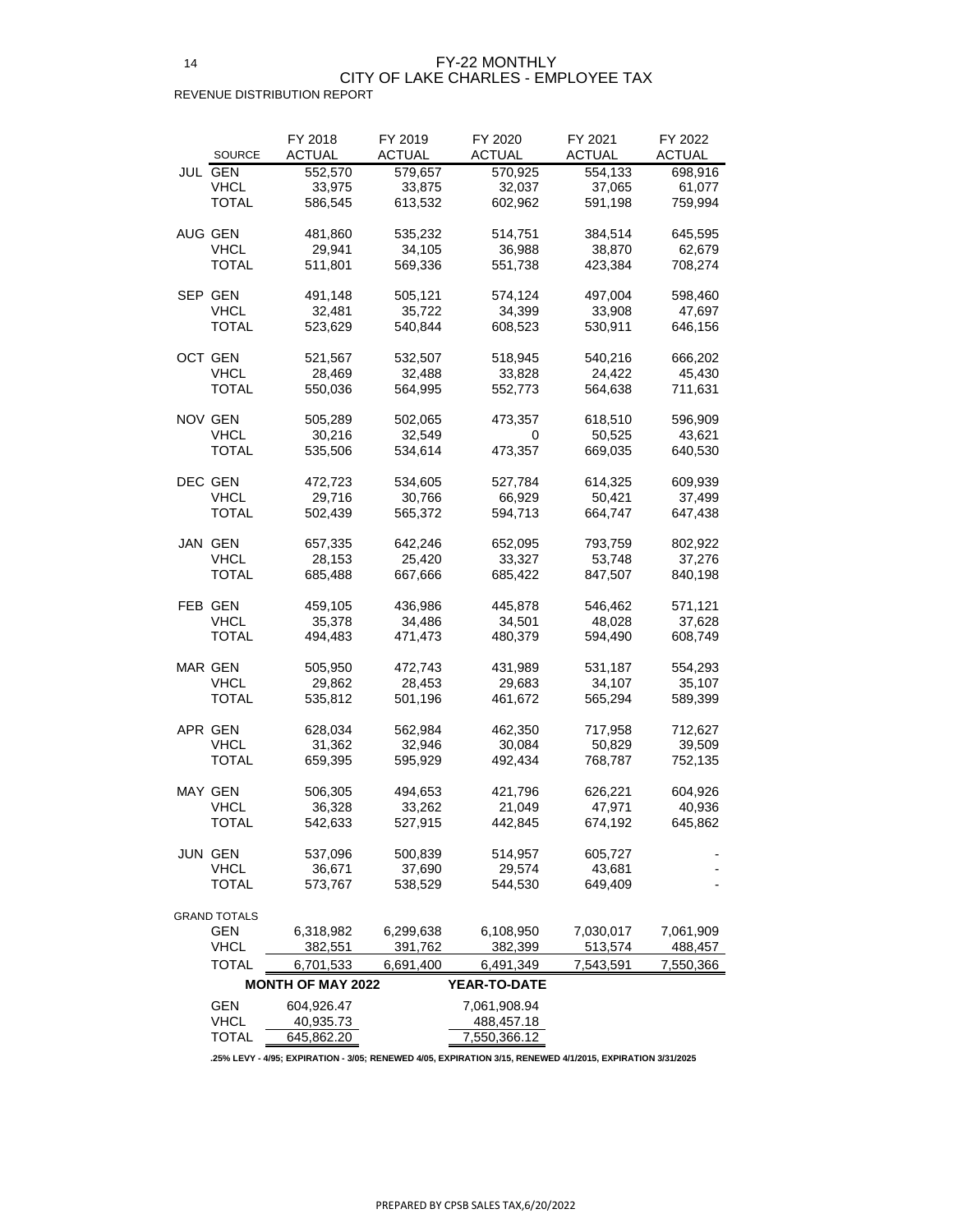# FY-22 MONTHLY
# CITY OF LAKE CHARLES - EMPLOYEE TAX

REVENUE DISTRIBUTION REPORT

| | SOURCE | FY 2018 ACTUAL | FY 2019 ACTUAL | FY 2020 ACTUAL | FY 2021 ACTUAL | FY 2022 ACTUAL |
|---|---|---|---|---|---|---|
| JUL | GEN | 552,570 | 579,657 | 570,925 | 554,133 | 698,916 |
| | VHCL | 33,975 | 33,875 | 32,037 | 37,065 | 61,077 |
| | TOTAL | 586,545 | 613,532 | 602,962 | 591,198 | 759,994 |
| AUG | GEN | 481,860 | 535,232 | 514,751 | 384,514 | 645,595 |
| | VHCL | 29,941 | 34,105 | 36,988 | 38,870 | 62,679 |
| | TOTAL | 511,801 | 569,336 | 551,738 | 423,384 | 708,274 |
| SEP | GEN | 491,148 | 505,121 | 574,124 | 497,004 | 598,460 |
| | VHCL | 32,481 | 35,722 | 34,399 | 33,908 | 47,697 |
| | TOTAL | 523,629 | 540,844 | 608,523 | 530,911 | 646,156 |
| OCT | GEN | 521,567 | 532,507 | 518,945 | 540,216 | 666,202 |
| | VHCL | 28,469 | 32,488 | 33,828 | 24,422 | 45,430 |
| | TOTAL | 550,036 | 564,995 | 552,773 | 564,638 | 711,631 |
| NOV | GEN | 505,289 | 502,065 | 473,357 | 618,510 | 596,909 |
| | VHCL | 30,216 | 32,549 | 0 | 50,525 | 43,621 |
| | TOTAL | 535,506 | 534,614 | 473,357 | 669,035 | 640,530 |
| DEC | GEN | 472,723 | 534,605 | 527,784 | 614,325 | 609,939 |
| | VHCL | 29,716 | 30,766 | 66,929 | 50,421 | 37,499 |
| | TOTAL | 502,439 | 565,372 | 594,713 | 664,747 | 647,438 |
| JAN | GEN | 657,335 | 642,246 | 652,095 | 793,759 | 802,922 |
| | VHCL | 28,153 | 25,420 | 33,327 | 53,748 | 37,276 |
| | TOTAL | 685,488 | 667,666 | 685,422 | 847,507 | 840,198 |
| FEB | GEN | 459,105 | 436,986 | 445,878 | 546,462 | 571,121 |
| | VHCL | 35,378 | 34,486 | 34,501 | 48,028 | 37,628 |
| | TOTAL | 494,483 | 471,473 | 480,379 | 594,490 | 608,749 |
| MAR | GEN | 505,950 | 472,743 | 431,989 | 531,187 | 554,293 |
| | VHCL | 29,862 | 28,453 | 29,683 | 34,107 | 35,107 |
| | TOTAL | 535,812 | 501,196 | 461,672 | 565,294 | 589,399 |
| APR | GEN | 628,034 | 562,984 | 462,350 | 717,958 | 712,627 |
| | VHCL | 31,362 | 32,946 | 30,084 | 50,829 | 39,509 |
| | TOTAL | 659,395 | 595,929 | 492,434 | 768,787 | 752,135 |
| MAY | GEN | 506,305 | 494,653 | 421,796 | 626,221 | 604,926 |
| | VHCL | 36,328 | 33,262 | 21,049 | 47,971 | 40,936 |
| | TOTAL | 542,633 | 527,915 | 442,845 | 674,192 | 645,862 |
| JUN | GEN | 537,096 | 500,839 | 514,957 | 605,727 | - |
| | VHCL | 36,671 | 37,690 | 29,574 | 43,681 | - |
| | TOTAL | 573,767 | 538,529 | 544,530 | 649,409 | - |
| GRAND TOTALS | GEN | 6,318,982 | 6,299,638 | 6,108,950 | 7,030,017 | 7,061,909 |
| | VHCL | 382,551 | 391,762 | 382,399 | 513,574 | 488,457 |
| | TOTAL | 6,701,533 | 6,691,400 | 6,491,349 | 7,543,591 | 7,550,366 |

| | MONTH OF MAY 2022 | YEAR-TO-DATE |
|---|---|---|
| GEN | 604,926.47 | 7,061,908.94 |
| VHCL | 40,935.73 | 488,457.18 |
| TOTAL | 645,862.20 | 7,550,366.12 |

**.25% LEVY - 4/95; EXPIRATION - 3/05; RENEWED 4/05, EXPIRATION 3/15, RENEWED 4/1/2015, EXPIRATION 3/31/2025**

PREPARED BY CPSB SALES TAX,6/20/2022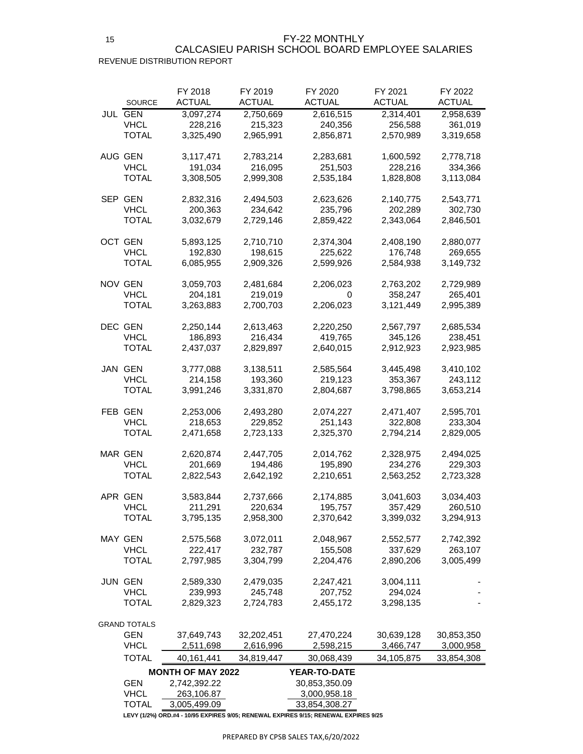# FY-22 MONTHLY
## CALCASIEU PARISH SCHOOL BOARD EMPLOYEE SALARIES
REVENUE DISTRIBUTION REPORT

| | SOURCE | FY 2018 ACTUAL | FY 2019 ACTUAL | FY 2020 ACTUAL | FY 2021 ACTUAL | FY 2022 ACTUAL |
|---|---|---|---|---|---|---|
| JUL | GEN | 3,097,274 | 2,750,669 | 2,616,515 | 2,314,401 | 2,958,639 |
| | VHCL | 228,216 | 215,323 | 240,356 | 256,588 | 361,019 |
| | TOTAL | 3,325,490 | 2,965,991 | 2,856,871 | 2,570,989 | 3,319,658 |
| AUG | GEN | 3,117,471 | 2,783,214 | 2,283,681 | 1,600,592 | 2,778,718 |
| | VHCL | 191,034 | 216,095 | 251,503 | 228,216 | 334,366 |
| | TOTAL | 3,308,505 | 2,999,308 | 2,535,184 | 1,828,808 | 3,113,084 |
| SEP | GEN | 2,832,316 | 2,494,503 | 2,623,626 | 2,140,775 | 2,543,771 |
| | VHCL | 200,363 | 234,642 | 235,796 | 202,289 | 302,730 |
| | TOTAL | 3,032,679 | 2,729,146 | 2,859,422 | 2,343,064 | 2,846,501 |
| OCT | GEN | 5,893,125 | 2,710,710 | 2,374,304 | 2,408,190 | 2,880,077 |
| | VHCL | 192,830 | 198,615 | 225,622 | 176,748 | 269,655 |
| | TOTAL | 6,085,955 | 2,909,326 | 2,599,926 | 2,584,938 | 3,149,732 |
| NOV | GEN | 3,059,703 | 2,481,684 | 2,206,023 | 2,763,202 | 2,729,989 |
| | VHCL | 204,181 | 219,019 | 0 | 358,247 | 265,401 |
| | TOTAL | 3,263,883 | 2,700,703 | 2,206,023 | 3,121,449 | 2,995,389 |
| DEC | GEN | 2,250,144 | 2,613,463 | 2,220,250 | 2,567,797 | 2,685,534 |
| | VHCL | 186,893 | 216,434 | 419,765 | 345,126 | 238,451 |
| | TOTAL | 2,437,037 | 2,829,897 | 2,640,015 | 2,912,923 | 2,923,985 |
| JAN | GEN | 3,777,088 | 3,138,511 | 2,585,564 | 3,445,498 | 3,410,102 |
| | VHCL | 214,158 | 193,360 | 219,123 | 353,367 | 243,112 |
| | TOTAL | 3,991,246 | 3,331,870 | 2,804,687 | 3,798,865 | 3,653,214 |
| FEB | GEN | 2,253,006 | 2,493,280 | 2,074,227 | 2,471,407 | 2,595,701 |
| | VHCL | 218,653 | 229,852 | 251,143 | 322,808 | 233,304 |
| | TOTAL | 2,471,658 | 2,723,133 | 2,325,370 | 2,794,214 | 2,829,005 |
| MAR | GEN | 2,620,874 | 2,447,705 | 2,014,762 | 2,328,975 | 2,494,025 |
| | VHCL | 201,669 | 194,486 | 195,890 | 234,276 | 229,303 |
| | TOTAL | 2,822,543 | 2,642,192 | 2,210,651 | 2,563,252 | 2,723,328 |
| APR | GEN | 3,583,844 | 2,737,666 | 2,174,885 | 3,041,603 | 3,034,403 |
| | VHCL | 211,291 | 220,634 | 195,757 | 357,429 | 260,510 |
| | TOTAL | 3,795,135 | 2,958,300 | 2,370,642 | 3,399,032 | 3,294,913 |
| MAY | GEN | 2,575,568 | 3,072,011 | 2,048,967 | 2,552,577 | 2,742,392 |
| | VHCL | 222,417 | 232,787 | 155,508 | 337,629 | 263,107 |
| | TOTAL | 2,797,985 | 3,304,799 | 2,204,476 | 2,890,206 | 3,005,499 |
| JUN | GEN | 2,589,330 | 2,479,035 | 2,247,421 | 3,004,111 | - |
| | VHCL | 239,993 | 245,748 | 207,752 | 294,024 | - |
| | TOTAL | 2,829,323 | 2,724,783 | 2,455,172 | 3,298,135 | - |
| GRAND TOTALS | | | | | | |
| | GEN | 37,649,743 | 32,202,451 | 27,470,224 | 30,639,128 | 30,853,350 |
| | VHCL | 2,511,698 | 2,616,996 | 2,598,215 | 3,466,747 | 3,000,958 |
| | TOTAL | 40,161,441 | 34,819,447 | 30,068,439 | 34,105,875 | 33,854,308 |

| | MONTH OF MAY 2022 | YEAR-TO-DATE |
|---|---|---|
| GEN | 2,742,392.22 | 30,853,350.09 |
| VHCL | 263,106.87 | 3,000,958.18 |
| TOTAL | 3,005,499.09 | 33,854,308.27 |

**LEVY (1/2%) ORD.#4 - 10/95 EXPIRES 9/05; RENEWAL EXPIRES 9/15; RENEWAL EXPIRES 9/25**

PREPARED BY CPSB SALES TAX,6/20/2022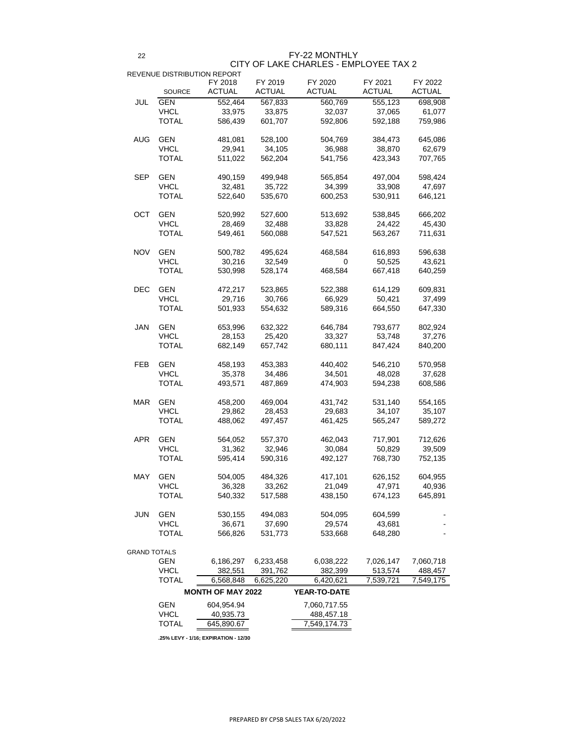# FY-22 MONTHLY
## CITY OF LAKE CHARLES - EMPLOYEE TAX 2

REVENUE DISTRIBUTION REPORT

| | SOURCE | FY 2018 ACTUAL | FY 2019 ACTUAL | FY 2020 ACTUAL | FY 2021 ACTUAL | FY 2022 ACTUAL |
|---|---|---|---|---|---|---|
| JUL | GEN | 552,464 | 567,833 | 560,769 | 555,123 | 698,908 |
| | VHCL | 33,975 | 33,875 | 32,037 | 37,065 | 61,077 |
| | TOTAL | 586,439 | 601,707 | 592,806 | 592,188 | 759,986 |
| AUG | GEN | 481,081 | 528,100 | 504,769 | 384,473 | 645,086 |
| | VHCL | 29,941 | 34,105 | 36,988 | 38,870 | 62,679 |
| | TOTAL | 511,022 | 562,204 | 541,756 | 423,343 | 707,765 |
| SEP | GEN | 490,159 | 499,948 | 565,854 | 497,004 | 598,424 |
| | VHCL | 32,481 | 35,722 | 34,399 | 33,908 | 47,697 |
| | TOTAL | 522,640 | 535,670 | 600,253 | 530,911 | 646,121 |
| OCT | GEN | 520,992 | 527,600 | 513,692 | 538,845 | 666,202 |
| | VHCL | 28,469 | 32,488 | 33,828 | 24,422 | 45,430 |
| | TOTAL | 549,461 | 560,088 | 547,521 | 563,267 | 711,631 |
| NOV | GEN | 500,782 | 495,624 | 468,584 | 616,893 | 596,638 |
| | VHCL | 30,216 | 32,549 | 0 | 50,525 | 43,621 |
| | TOTAL | 530,998 | 528,174 | 468,584 | 667,418 | 640,259 |
| DEC | GEN | 472,217 | 523,865 | 522,388 | 614,129 | 609,831 |
| | VHCL | 29,716 | 30,766 | 66,929 | 50,421 | 37,499 |
| | TOTAL | 501,933 | 554,632 | 589,316 | 664,550 | 647,330 |
| JAN | GEN | 653,996 | 632,322 | 646,784 | 793,677 | 802,924 |
| | VHCL | 28,153 | 25,420 | 33,327 | 53,748 | 37,276 |
| | TOTAL | 682,149 | 657,742 | 680,111 | 847,424 | 840,200 |
| FEB | GEN | 458,193 | 453,383 | 440,402 | 546,210 | 570,958 |
| | VHCL | 35,378 | 34,486 | 34,501 | 48,028 | 37,628 |
| | TOTAL | 493,571 | 487,869 | 474,903 | 594,238 | 608,586 |
| MAR | GEN | 458,200 | 469,004 | 431,742 | 531,140 | 554,165 |
| | VHCL | 29,862 | 28,453 | 29,683 | 34,107 | 35,107 |
| | TOTAL | 488,062 | 497,457 | 461,425 | 565,247 | 589,272 |
| APR | GEN | 564,052 | 557,370 | 462,043 | 717,901 | 712,626 |
| | VHCL | 31,362 | 32,946 | 30,084 | 50,829 | 39,509 |
| | TOTAL | 595,414 | 590,316 | 492,127 | 768,730 | 752,135 |
| MAY | GEN | 504,005 | 484,326 | 417,101 | 626,152 | 604,955 |
| | VHCL | 36,328 | 33,262 | 21,049 | 47,971 | 40,936 |
| | TOTAL | 540,332 | 517,588 | 438,150 | 674,123 | 645,891 |
| JUN | GEN | 530,155 | 494,083 | 504,095 | 604,599 | - |
| | VHCL | 36,671 | 37,690 | 29,574 | 43,681 | - |
| | TOTAL | 566,826 | 531,773 | 533,668 | 648,280 | - |
| GRAND TOTALS | | | | | | |
| | GEN | 6,186,297 | 6,233,458 | 6,038,222 | 7,026,147 | 7,060,718 |
| | VHCL | 382,551 | 391,762 | 382,399 | 513,574 | 488,457 |
| | TOTAL | 6,568,848 | 6,625,220 | 6,420,621 | 7,539,721 | 7,549,175 |

| | MONTH OF MAY 2022 | YEAR-TO-DATE |
|---|---|---|
| GEN | 604,954.94 | 7,060,717.55 |
| VHCL | 40,935.73 | 488,457.18 |
| TOTAL | 645,890.67 | 7,549,174.73 |

**.25% LEVY - 1/16; EXPIRATION - 12/30**

PREPARED BY CPSB SALES TAX 6/20/2022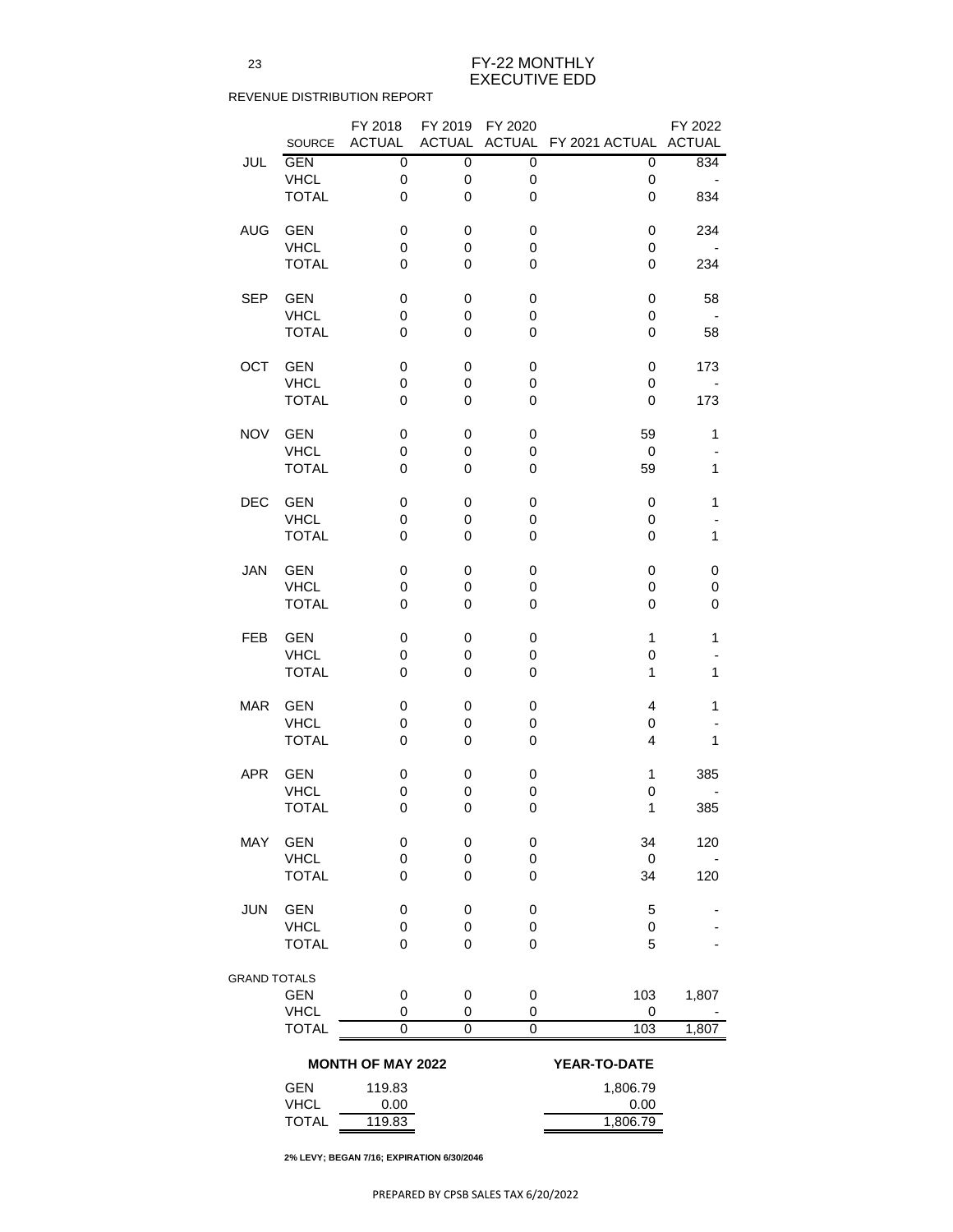# FY-22 MONTHLY
## EXECUTIVE EDD

REVENUE DISTRIBUTION REPORT

| | SOURCE | FY 2018 ACTUAL | FY 2019 ACTUAL | FY 2020 ACTUAL | FY 2021 ACTUAL | FY 2022 ACTUAL |
|---|---|---|---|---|---|---|
| JUL | GEN | 0 | 0 | 0 | 0 | 834 |
| | VHCL | 0 | 0 | 0 | 0 | - |
| | TOTAL | 0 | 0 | 0 | 0 | 834 |
| AUG | GEN | 0 | 0 | 0 | 0 | 234 |
| | VHCL | 0 | 0 | 0 | 0 | - |
| | TOTAL | 0 | 0 | 0 | 0 | 234 |
| SEP | GEN | 0 | 0 | 0 | 0 | 58 |
| | VHCL | 0 | 0 | 0 | 0 | - |
| | TOTAL | 0 | 0 | 0 | 0 | 58 |
| OCT | GEN | 0 | 0 | 0 | 0 | 173 |
| | VHCL | 0 | 0 | 0 | 0 | - |
| | TOTAL | 0 | 0 | 0 | 0 | 173 |
| NOV | GEN | 0 | 0 | 0 | 59 | 1 |
| | VHCL | 0 | 0 | 0 | 0 | - |
| | TOTAL | 0 | 0 | 0 | 59 | 1 |
| DEC | GEN | 0 | 0 | 0 | 0 | 1 |
| | VHCL | 0 | 0 | 0 | 0 | - |
| | TOTAL | 0 | 0 | 0 | 0 | 1 |
| JAN | GEN | 0 | 0 | 0 | 0 | 0 |
| | VHCL | 0 | 0 | 0 | 0 | 0 |
| | TOTAL | 0 | 0 | 0 | 0 | 0 |
| FEB | GEN | 0 | 0 | 0 | 1 | 1 |
| | VHCL | 0 | 0 | 0 | 0 | - |
| | TOTAL | 0 | 0 | 0 | 1 | 1 |
| MAR | GEN | 0 | 0 | 0 | 4 | 1 |
| | VHCL | 0 | 0 | 0 | 0 | - |
| | TOTAL | 0 | 0 | 0 | 4 | 1 |
| APR | GEN | 0 | 0 | 0 | 1 | 385 |
| | VHCL | 0 | 0 | 0 | 0 | - |
| | TOTAL | 0 | 0 | 0 | 1 | 385 |
| MAY | GEN | 0 | 0 | 0 | 34 | 120 |
| | VHCL | 0 | 0 | 0 | 0 | - |
| | TOTAL | 0 | 0 | 0 | 34 | 120 |
| JUN | GEN | 0 | 0 | 0 | 5 | - |
| | VHCL | 0 | 0 | 0 | 0 | - |
| | TOTAL | 0 | 0 | 0 | 5 | - |
| GRAND TOTALS | GEN | 0 | 0 | 0 | 103 | 1,807 |
| | VHCL | 0 | 0 | 0 | 0 | - |
| | TOTAL | 0 | 0 | 0 | 103 | 1,807 |

| | MONTH OF MAY 2022 | YEAR-TO-DATE |
|---|---|---|
| GEN | 119.83 | 1,806.79 |
| VHCL | 0.00 | 0.00 |
| TOTAL | 119.83 | 1,806.79 |

**2% LEVY; BEGAN 7/16; EXPIRATION 6/30/2046**

PREPARED BY CPSB SALES TAX 6/20/2022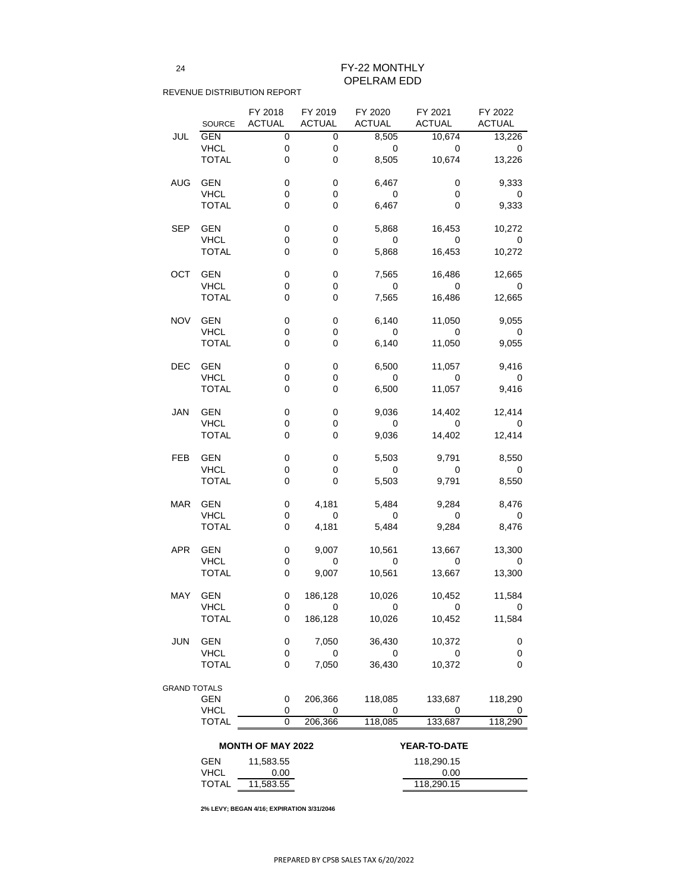# FY-22 MONTHLY
## OPELRAM EDD

REVENUE DISTRIBUTION REPORT

| | SOURCE | FY 2018 ACTUAL | FY 2019 ACTUAL | FY 2020 ACTUAL | FY 2021 ACTUAL | FY 2022 ACTUAL |
|---|---|---|---|---|---|---|
| JUL | GEN | 0 | 0 | 8,505 | 10,674 | 13,226 |
| | VHCL | 0 | 0 | 0 | 0 | 0 |
| | TOTAL | 0 | 0 | 8,505 | 10,674 | 13,226 |
| AUG | GEN | 0 | 0 | 6,467 | 0 | 9,333 |
| | VHCL | 0 | 0 | 0 | 0 | 0 |
| | TOTAL | 0 | 0 | 6,467 | 0 | 9,333 |
| SEP | GEN | 0 | 0 | 5,868 | 16,453 | 10,272 |
| | VHCL | 0 | 0 | 0 | 0 | 0 |
| | TOTAL | 0 | 0 | 5,868 | 16,453 | 10,272 |
| OCT | GEN | 0 | 0 | 7,565 | 16,486 | 12,665 |
| | VHCL | 0 | 0 | 0 | 0 | 0 |
| | TOTAL | 0 | 0 | 7,565 | 16,486 | 12,665 |
| NOV | GEN | 0 | 0 | 6,140 | 11,050 | 9,055 |
| | VHCL | 0 | 0 | 0 | 0 | 0 |
| | TOTAL | 0 | 0 | 6,140 | 11,050 | 9,055 |
| DEC | GEN | 0 | 0 | 6,500 | 11,057 | 9,416 |
| | VHCL | 0 | 0 | 0 | 0 | 0 |
| | TOTAL | 0 | 0 | 6,500 | 11,057 | 9,416 |
| JAN | GEN | 0 | 0 | 9,036 | 14,402 | 12,414 |
| | VHCL | 0 | 0 | 0 | 0 | 0 |
| | TOTAL | 0 | 0 | 9,036 | 14,402 | 12,414 |
| FEB | GEN | 0 | 0 | 5,503 | 9,791 | 8,550 |
| | VHCL | 0 | 0 | 0 | 0 | 0 |
| | TOTAL | 0 | 0 | 5,503 | 9,791 | 8,550 |
| MAR | GEN | 0 | 4,181 | 5,484 | 9,284 | 8,476 |
| | VHCL | 0 | 0 | 0 | 0 | 0 |
| | TOTAL | 0 | 4,181 | 5,484 | 9,284 | 8,476 |
| APR | GEN | 0 | 9,007 | 10,561 | 13,667 | 13,300 |
| | VHCL | 0 | 0 | 0 | 0 | 0 |
| | TOTAL | 0 | 9,007 | 10,561 | 13,667 | 13,300 |
| MAY | GEN | 0 | 186,128 | 10,026 | 10,452 | 11,584 |
| | VHCL | 0 | 0 | 0 | 0 | 0 |
| | TOTAL | 0 | 186,128 | 10,026 | 10,452 | 11,584 |
| JUN | GEN | 0 | 7,050 | 36,430 | 10,372 | 0 |
| | VHCL | 0 | 0 | 0 | 0 | 0 |
| | TOTAL | 0 | 7,050 | 36,430 | 10,372 | 0 |
| GRAND TOTALS | GEN | 0 | 206,366 | 118,085 | 133,687 | 118,290 |
| | VHCL | 0 | 0 | 0 | 0 | 0 |
| | TOTAL | 0 | 206,366 | 118,085 | 133,687 | 118,290 |

| | MONTH OF MAY 2022 | YEAR-TO-DATE |
|---|---|---|
| GEN | 11,583.55 | 118,290.15 |
| VHCL | 0.00 | 0.00 |
| TOTAL | 11,583.55 | 118,290.15 |

**2% LEVY; BEGAN 4/16; EXPIRATION 3/31/2046**

PREPARED BY CPSB SALES TAX 6/20/2022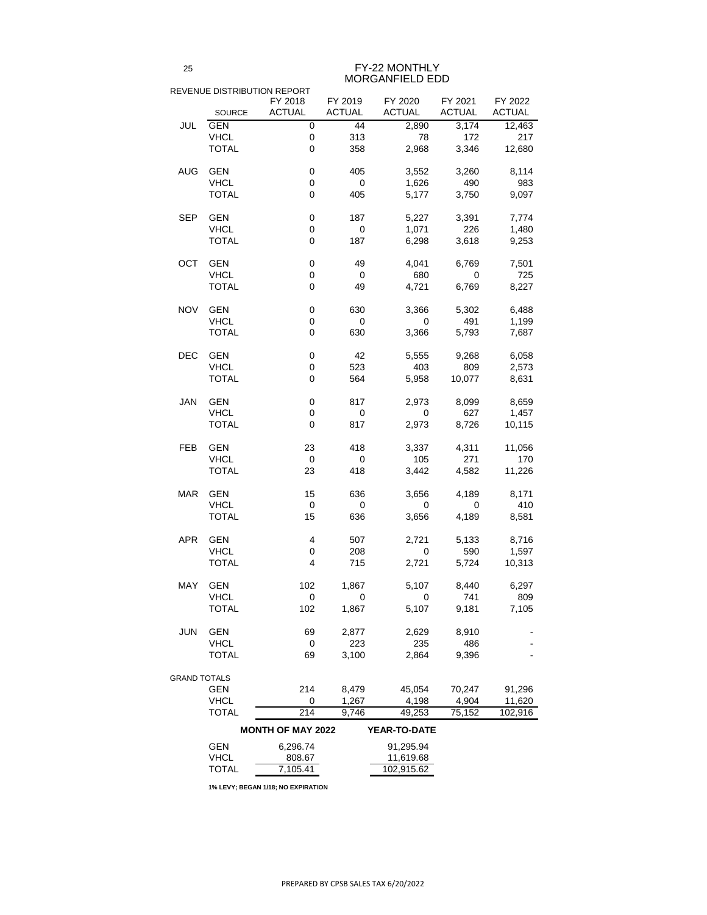# FY-22 MONTHLY
## MORGANFIELD EDD

REVENUE DISTRIBUTION REPORT

| | SOURCE | FY 2018 ACTUAL | FY 2019 ACTUAL | FY 2020 ACTUAL | FY 2021 ACTUAL | FY 2022 ACTUAL |
|---|---|---|---|---|---|---|
| JUL | GEN | 0 | 44 | 2,890 | 3,174 | 12,463 |
| | VHCL | 0 | 313 | 78 | 172 | 217 |
| | TOTAL | 0 | 358 | 2,968 | 3,346 | 12,680 |
| AUG | GEN | 0 | 405 | 3,552 | 3,260 | 8,114 |
| | VHCL | 0 | 0 | 1,626 | 490 | 983 |
| | TOTAL | 0 | 405 | 5,177 | 3,750 | 9,097 |
| SEP | GEN | 0 | 187 | 5,227 | 3,391 | 7,774 |
| | VHCL | 0 | 0 | 1,071 | 226 | 1,480 |
| | TOTAL | 0 | 187 | 6,298 | 3,618 | 9,253 |
| OCT | GEN | 0 | 49 | 4,041 | 6,769 | 7,501 |
| | VHCL | 0 | 0 | 680 | 0 | 725 |
| | TOTAL | 0 | 49 | 4,721 | 6,769 | 8,227 |
| NOV | GEN | 0 | 630 | 3,366 | 5,302 | 6,488 |
| | VHCL | 0 | 0 | 0 | 491 | 1,199 |
| | TOTAL | 0 | 630 | 3,366 | 5,793 | 7,687 |
| DEC | GEN | 0 | 42 | 5,555 | 9,268 | 6,058 |
| | VHCL | 0 | 523 | 403 | 809 | 2,573 |
| | TOTAL | 0 | 564 | 5,958 | 10,077 | 8,631 |
| JAN | GEN | 0 | 817 | 2,973 | 8,099 | 8,659 |
| | VHCL | 0 | 0 | 0 | 627 | 1,457 |
| | TOTAL | 0 | 817 | 2,973 | 8,726 | 10,115 |
| FEB | GEN | 23 | 418 | 3,337 | 4,311 | 11,056 |
| | VHCL | 0 | 0 | 105 | 271 | 170 |
| | TOTAL | 23 | 418 | 3,442 | 4,582 | 11,226 |
| MAR | GEN | 15 | 636 | 3,656 | 4,189 | 8,171 |
| | VHCL | 0 | 0 | 0 | 0 | 410 |
| | TOTAL | 15 | 636 | 3,656 | 4,189 | 8,581 |
| APR | GEN | 4 | 507 | 2,721 | 5,133 | 8,716 |
| | VHCL | 0 | 208 | 0 | 590 | 1,597 |
| | TOTAL | 4 | 715 | 2,721 | 5,724 | 10,313 |
| MAY | GEN | 102 | 1,867 | 5,107 | 8,440 | 6,297 |
| | VHCL | 0 | 0 | 0 | 741 | 809 |
| | TOTAL | 102 | 1,867 | 5,107 | 9,181 | 7,105 |
| JUN | GEN | 69 | 2,877 | 2,629 | 8,910 | - |
| | VHCL | 0 | 223 | 235 | 486 | - |
| | TOTAL | 69 | 3,100 | 2,864 | 9,396 | - |
| GRAND TOTALS | GEN | 214 | 8,479 | 45,054 | 70,247 | 91,296 |
| | VHCL | 0 | 1,267 | 4,198 | 4,904 | 11,620 |
| | TOTAL | 214 | 9,746 | 49,253 | 75,152 | 102,916 |

| | MONTH OF MAY 2022 | YEAR-TO-DATE |
|---|---|---|
| GEN | 6,296.74 | 91,295.94 |
| VHCL | 808.67 | 11,619.68 |
| TOTAL | 7,105.41 | 102,915.62 |

**1% LEVY; BEGAN 1/18; NO EXPIRATION**

PREPARED BY CPSB SALES TAX 6/20/2022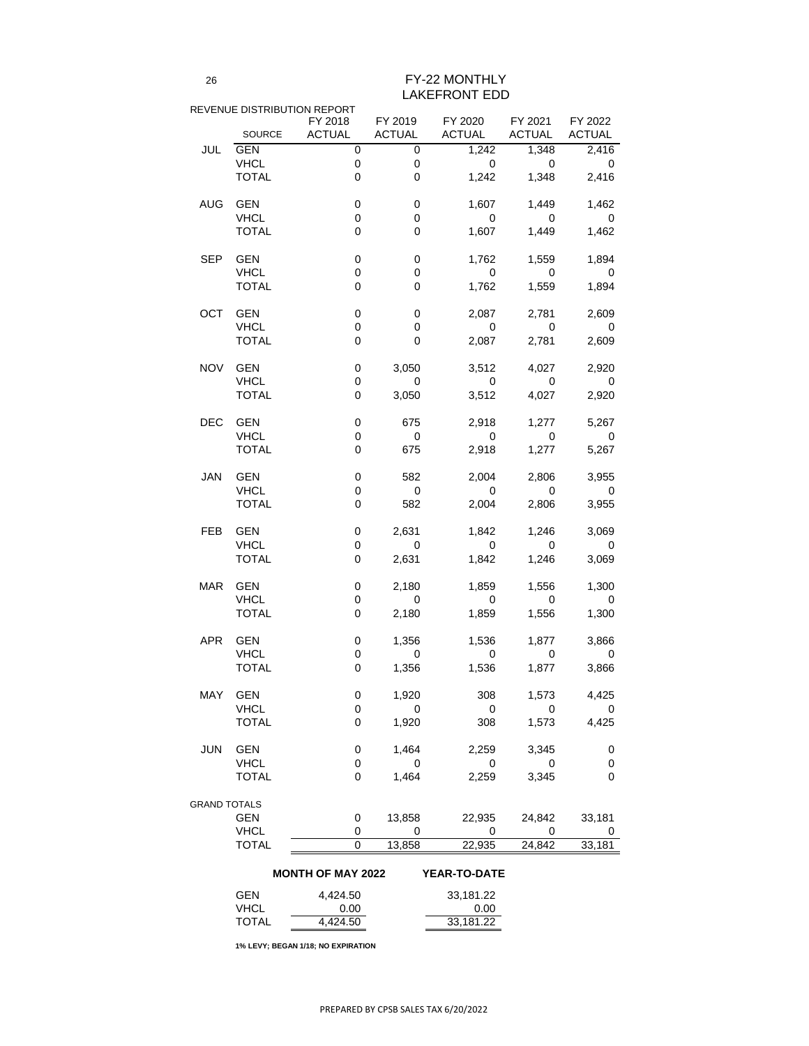# FY-22 MONTHLY
## LAKEFRONT EDD

REVENUE DISTRIBUTION REPORT

| | SOURCE | FY 2018 ACTUAL | FY 2019 ACTUAL | FY 2020 ACTUAL | FY 2021 ACTUAL | FY 2022 ACTUAL |
|---|---|---|---|---|---|---|
| JUL | GEN | 0 | 0 | 1,242 | 1,348 | 2,416 |
| | VHCL | 0 | 0 | 0 | 0 | 0 |
| | TOTAL | 0 | 0 | 1,242 | 1,348 | 2,416 |
| AUG | GEN | 0 | 0 | 1,607 | 1,449 | 1,462 |
| | VHCL | 0 | 0 | 0 | 0 | 0 |
| | TOTAL | 0 | 0 | 1,607 | 1,449 | 1,462 |
| SEP | GEN | 0 | 0 | 1,762 | 1,559 | 1,894 |
| | VHCL | 0 | 0 | 0 | 0 | 0 |
| | TOTAL | 0 | 0 | 1,762 | 1,559 | 1,894 |
| OCT | GEN | 0 | 0 | 2,087 | 2,781 | 2,609 |
| | VHCL | 0 | 0 | 0 | 0 | 0 |
| | TOTAL | 0 | 0 | 2,087 | 2,781 | 2,609 |
| NOV | GEN | 0 | 3,050 | 3,512 | 4,027 | 2,920 |
| | VHCL | 0 | 0 | 0 | 0 | 0 |
| | TOTAL | 0 | 3,050 | 3,512 | 4,027 | 2,920 |
| DEC | GEN | 0 | 675 | 2,918 | 1,277 | 5,267 |
| | VHCL | 0 | 0 | 0 | 0 | 0 |
| | TOTAL | 0 | 675 | 2,918 | 1,277 | 5,267 |
| JAN | GEN | 0 | 582 | 2,004 | 2,806 | 3,955 |
| | VHCL | 0 | 0 | 0 | 0 | 0 |
| | TOTAL | 0 | 582 | 2,004 | 2,806 | 3,955 |
| FEB | GEN | 0 | 2,631 | 1,842 | 1,246 | 3,069 |
| | VHCL | 0 | 0 | 0 | 0 | 0 |
| | TOTAL | 0 | 2,631 | 1,842 | 1,246 | 3,069 |
| MAR | GEN | 0 | 2,180 | 1,859 | 1,556 | 1,300 |
| | VHCL | 0 | 0 | 0 | 0 | 0 |
| | TOTAL | 0 | 2,180 | 1,859 | 1,556 | 1,300 |
| APR | GEN | 0 | 1,356 | 1,536 | 1,877 | 3,866 |
| | VHCL | 0 | 0 | 0 | 0 | 0 |
| | TOTAL | 0 | 1,356 | 1,536 | 1,877 | 3,866 |
| MAY | GEN | 0 | 1,920 | 308 | 1,573 | 4,425 |
| | VHCL | 0 | 0 | 0 | 0 | 0 |
| | TOTAL | 0 | 1,920 | 308 | 1,573 | 4,425 |
| JUN | GEN | 0 | 1,464 | 2,259 | 3,345 | 0 |
| | VHCL | 0 | 0 | 0 | 0 | 0 |
| | TOTAL | 0 | 1,464 | 2,259 | 3,345 | 0 |
| GRAND TOTALS | GEN | 0 | 13,858 | 22,935 | 24,842 | 33,181 |
| | VHCL | 0 | 0 | 0 | 0 | 0 |
| | TOTAL | 0 | 13,858 | 22,935 | 24,842 | 33,181 |

| | MONTH OF MAY 2022 | YEAR-TO-DATE |
|---|---|---|
| GEN | 4,424.50 | 33,181.22 |
| VHCL | 0.00 | 0.00 |
| TOTAL | 4,424.50 | 33,181.22 |

**1% LEVY; BEGAN 1/18; NO EXPIRATION**

PREPARED BY CPSB SALES TAX 6/20/2022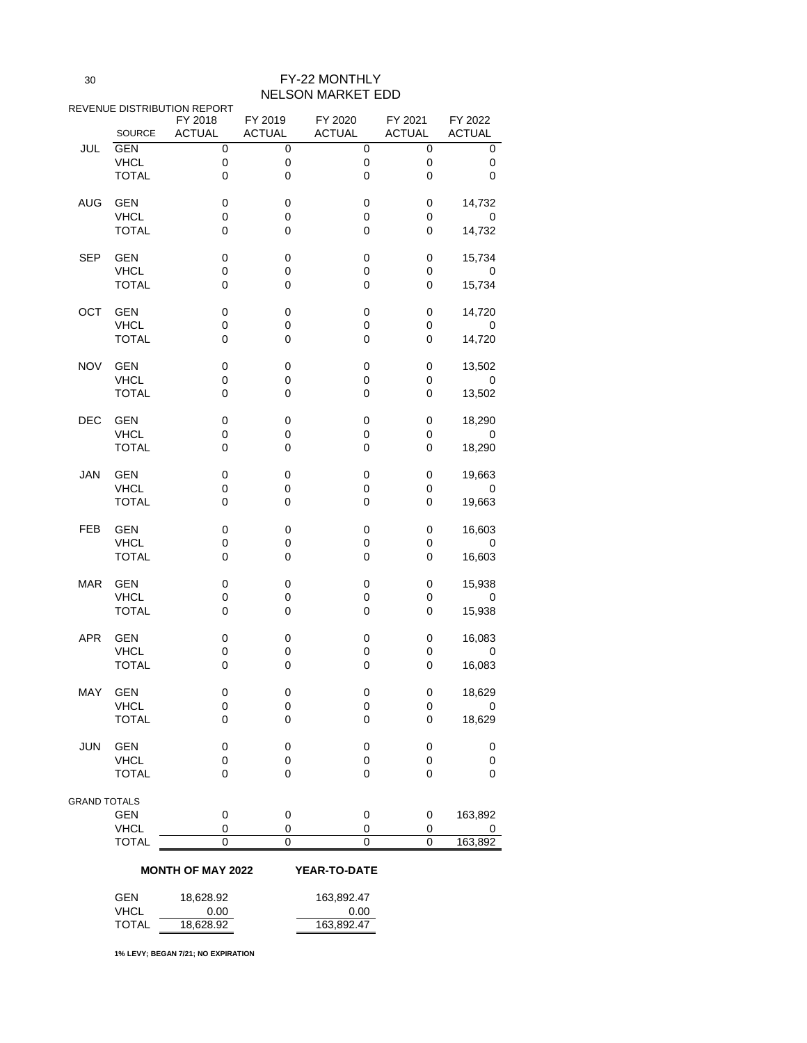# FY-22 MONTHLY
## NELSON MARKET EDD

REVENUE DISTRIBUTION REPORT

| | SOURCE | FY 2018 ACTUAL | FY 2019 ACTUAL | FY 2020 ACTUAL | FY 2021 ACTUAL | FY 2022 ACTUAL |
|---|---|---|---|---|---|---|
| JUL | GEN | 0 | 0 | 0 | 0 | 0 |
| | VHCL | 0 | 0 | 0 | 0 | 0 |
| | TOTAL | 0 | 0 | 0 | 0 | 0 |
| AUG | GEN | 0 | 0 | 0 | 0 | 14,732 |
| | VHCL | 0 | 0 | 0 | 0 | 0 |
| | TOTAL | 0 | 0 | 0 | 0 | 14,732 |
| SEP | GEN | 0 | 0 | 0 | 0 | 15,734 |
| | VHCL | 0 | 0 | 0 | 0 | 0 |
| | TOTAL | 0 | 0 | 0 | 0 | 15,734 |
| OCT | GEN | 0 | 0 | 0 | 0 | 14,720 |
| | VHCL | 0 | 0 | 0 | 0 | 0 |
| | TOTAL | 0 | 0 | 0 | 0 | 14,720 |
| NOV | GEN | 0 | 0 | 0 | 0 | 13,502 |
| | VHCL | 0 | 0 | 0 | 0 | 0 |
| | TOTAL | 0 | 0 | 0 | 0 | 13,502 |
| DEC | GEN | 0 | 0 | 0 | 0 | 18,290 |
| | VHCL | 0 | 0 | 0 | 0 | 0 |
| | TOTAL | 0 | 0 | 0 | 0 | 18,290 |
| JAN | GEN | 0 | 0 | 0 | 0 | 19,663 |
| | VHCL | 0 | 0 | 0 | 0 | 0 |
| | TOTAL | 0 | 0 | 0 | 0 | 19,663 |
| FEB | GEN | 0 | 0 | 0 | 0 | 16,603 |
| | VHCL | 0 | 0 | 0 | 0 | 0 |
| | TOTAL | 0 | 0 | 0 | 0 | 16,603 |
| MAR | GEN | 0 | 0 | 0 | 0 | 15,938 |
| | VHCL | 0 | 0 | 0 | 0 | 0 |
| | TOTAL | 0 | 0 | 0 | 0 | 15,938 |
| APR | GEN | 0 | 0 | 0 | 0 | 16,083 |
| | VHCL | 0 | 0 | 0 | 0 | 0 |
| | TOTAL | 0 | 0 | 0 | 0 | 16,083 |
| MAY | GEN | 0 | 0 | 0 | 0 | 18,629 |
| | VHCL | 0 | 0 | 0 | 0 | 0 |
| | TOTAL | 0 | 0 | 0 | 0 | 18,629 |
| JUN | GEN | 0 | 0 | 0 | 0 | 0 |
| | VHCL | 0 | 0 | 0 | 0 | 0 |
| | TOTAL | 0 | 0 | 0 | 0 | 0 |
| GRAND TOTALS | GEN | 0 | 0 | 0 | 0 | 163,892 |
| | VHCL | 0 | 0 | 0 | 0 | 0 |
| | TOTAL | 0 | 0 | 0 | 0 | 163,892 |

| | MONTH OF MAY 2022 | YEAR-TO-DATE |
|---|---|---|
| GEN | 18,628.92 | 163,892.47 |
| VHCL | 0.00 | 0.00 |
| TOTAL | 18,628.92 | 163,892.47 |

**1% LEVY; BEGAN 7/21; NO EXPIRATION**